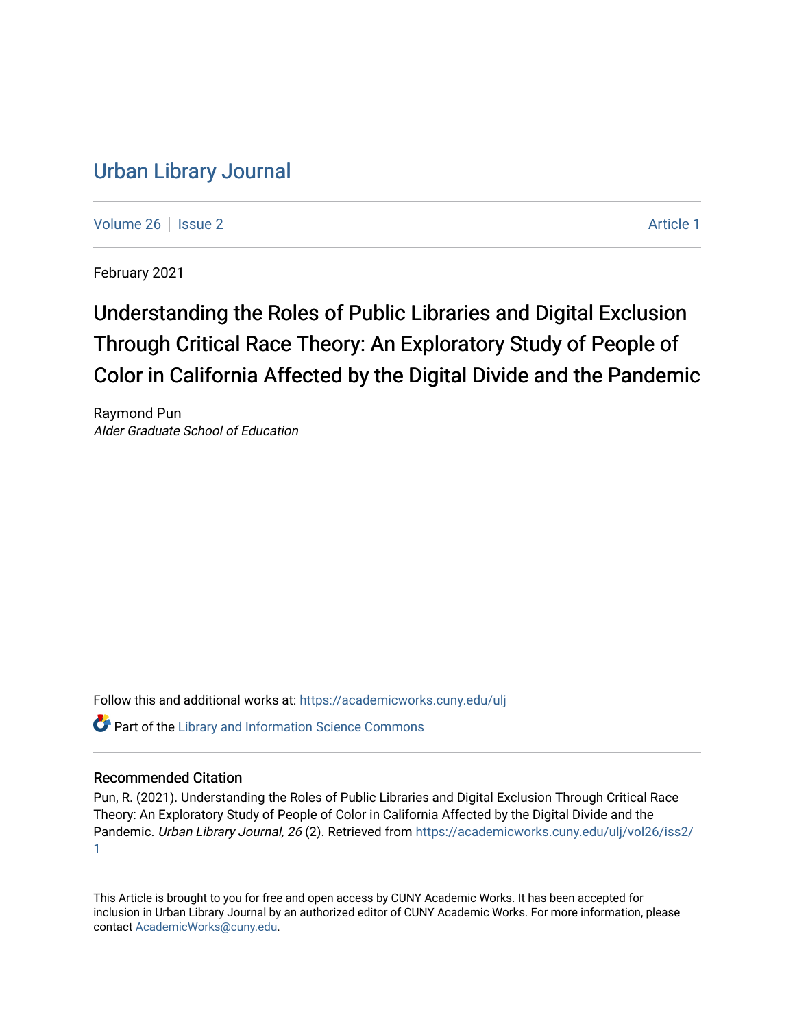# Urban Library Journal

Volume 26 | Issue 2 Article 1

February 2021

# Understanding the Roles of Public Libraries and Digital Exclusion Through Critical Race Theory: An Exploratory Study of People of Color in California Affected by the Digital Divide and the Pandemic

Raymond Pun
*Alder Graduate School of Education*

Follow this and additional works at: https://academicworks.cuny.edu/ulj

Part of the Library and Information Science Commons

## Recommended Citation

Pun, R. (2021). Understanding the Roles of Public Libraries and Digital Exclusion Through Critical Race Theory: An Exploratory Study of People of Color in California Affected by the Digital Divide and the Pandemic. *Urban Library Journal, 26* (2). Retrieved from https://academicworks.cuny.edu/ulj/vol26/iss2/1

This Article is brought to you for free and open access by CUNY Academic Works. It has been accepted for inclusion in Urban Library Journal by an authorized editor of CUNY Academic Works. For more information, please contact AcademicWorks@cuny.edu.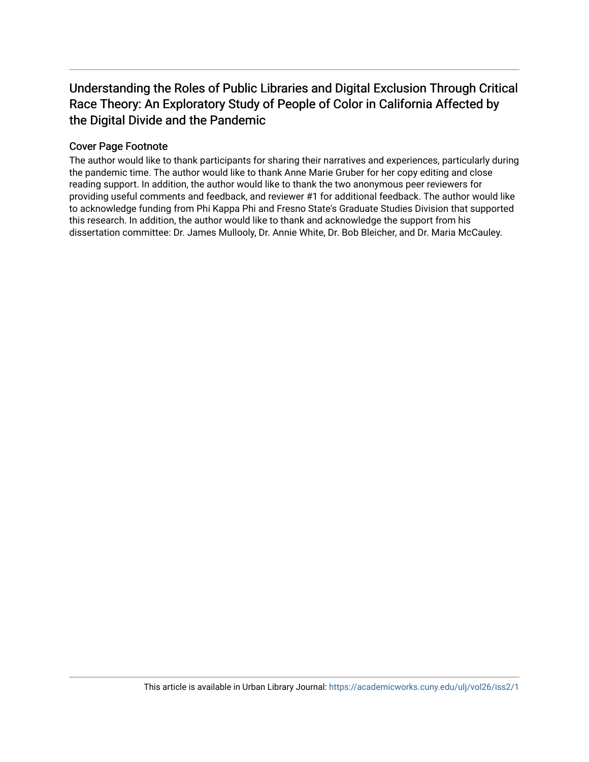## Understanding the Roles of Public Libraries and Digital Exclusion Through Critical Race Theory: An Exploratory Study of People of Color in California Affected by the Digital Divide and the Pandemic

### Cover Page Footnote

The author would like to thank participants for sharing their narratives and experiences, particularly during the pandemic time. The author would like to thank Anne Marie Gruber for her copy editing and close reading support. In addition, the author would like to thank the two anonymous peer reviewers for providing useful comments and feedback, and reviewer #1 for additional feedback. The author would like to acknowledge funding from Phi Kappa Phi and Fresno State's Graduate Studies Division that supported this research. In addition, the author would like to thank and acknowledge the support from his dissertation committee: Dr. James Mullooly, Dr. Annie White, Dr. Bob Bleicher, and Dr. Maria McCauley.

This article is available in Urban Library Journal: https://academicworks.cuny.edu/ulj/vol26/iss2/1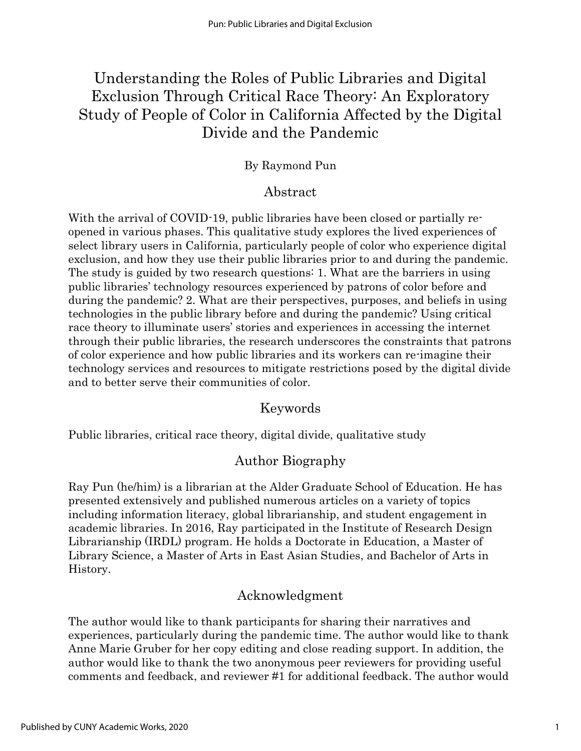# Understanding the Roles of Public Libraries and Digital Exclusion Through Critical Race Theory: An Exploratory Study of People of Color in California Affected by the Digital Divide and the Pandemic

By Raymond Pun

## Abstract

With the arrival of COVID-19, public libraries have been closed or partially re-opened in various phases. This qualitative study explores the lived experiences of select library users in California, particularly people of color who experience digital exclusion, and how they use their public libraries prior to and during the pandemic. The study is guided by two research questions: 1. What are the barriers in using public libraries' technology resources experienced by patrons of color before and during the pandemic? 2. What are their perspectives, purposes, and beliefs in using technologies in the public library before and during the pandemic? Using critical race theory to illuminate users' stories and experiences in accessing the internet through their public libraries, the research underscores the constraints that patrons of color experience and how public libraries and its workers can re-imagine their technology services and resources to mitigate restrictions posed by the digital divide and to better serve their communities of color.

## Keywords

Public libraries, critical race theory, digital divide, qualitative study

## Author Biography

Ray Pun (he/him) is a librarian at the Alder Graduate School of Education. He has presented extensively and published numerous articles on a variety of topics including information literacy, global librarianship, and student engagement in academic libraries. In 2016, Ray participated in the Institute of Research Design Librarianship (IRDL) program. He holds a Doctorate in Education, a Master of Library Science, a Master of Arts in East Asian Studies, and Bachelor of Arts in History.

## Acknowledgment

The author would like to thank participants for sharing their narratives and experiences, particularly during the pandemic time. The author would like to thank Anne Marie Gruber for her copy editing and close reading support. In addition, the author would like to thank the two anonymous peer reviewers for providing useful comments and feedback, and reviewer #1 for additional feedback. The author would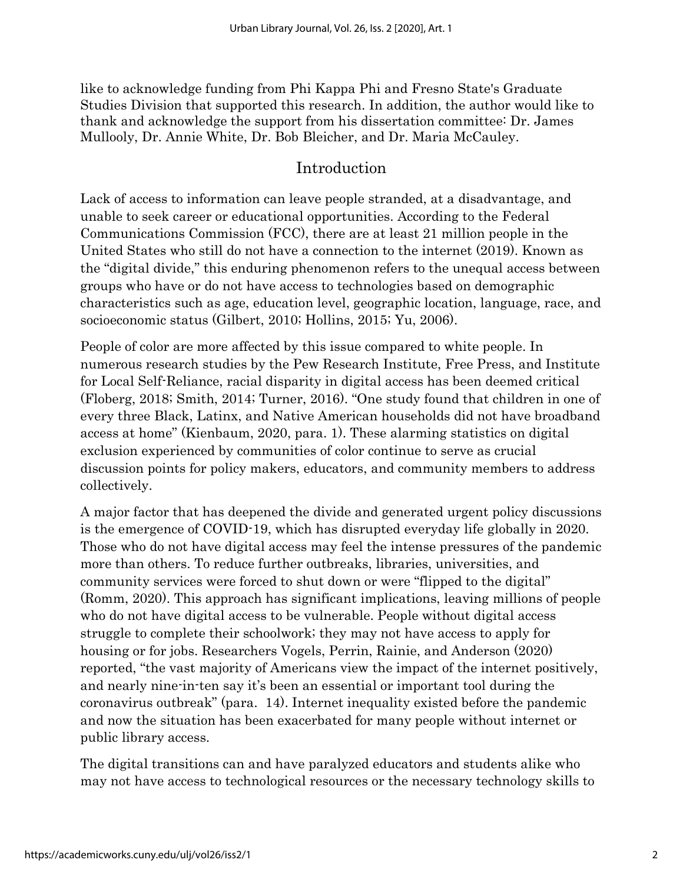like to acknowledge funding from Phi Kappa Phi and Fresno State's Graduate Studies Division that supported this research. In addition, the author would like to thank and acknowledge the support from his dissertation committee: Dr. James Mullooly, Dr. Annie White, Dr. Bob Bleicher, and Dr. Maria McCauley.

## Introduction

Lack of access to information can leave people stranded, at a disadvantage, and unable to seek career or educational opportunities. According to the Federal Communications Commission (FCC), there are at least 21 million people in the United States who still do not have a connection to the internet (2019). Known as the "digital divide," this enduring phenomenon refers to the unequal access between groups who have or do not have access to technologies based on demographic characteristics such as age, education level, geographic location, language, race, and socioeconomic status (Gilbert, 2010; Hollins, 2015; Yu, 2006).

People of color are more affected by this issue compared to white people. In numerous research studies by the Pew Research Institute, Free Press, and Institute for Local Self-Reliance, racial disparity in digital access has been deemed critical (Floberg, 2018; Smith, 2014; Turner, 2016). "One study found that children in one of every three Black, Latinx, and Native American households did not have broadband access at home" (Kienbaum, 2020, para. 1). These alarming statistics on digital exclusion experienced by communities of color continue to serve as crucial discussion points for policy makers, educators, and community members to address collectively.

A major factor that has deepened the divide and generated urgent policy discussions is the emergence of COVID-19, which has disrupted everyday life globally in 2020. Those who do not have digital access may feel the intense pressures of the pandemic more than others. To reduce further outbreaks, libraries, universities, and community services were forced to shut down or were "flipped to the digital" (Romm, 2020). This approach has significant implications, leaving millions of people who do not have digital access to be vulnerable. People without digital access struggle to complete their schoolwork; they may not have access to apply for housing or for jobs. Researchers Vogels, Perrin, Rainie, and Anderson (2020) reported, "the vast majority of Americans view the impact of the internet positively, and nearly nine-in-ten say it's been an essential or important tool during the coronavirus outbreak" (para. 14). Internet inequality existed before the pandemic and now the situation has been exacerbated for many people without internet or public library access.

The digital transitions can and have paralyzed educators and students alike who may not have access to technological resources or the necessary technology skills to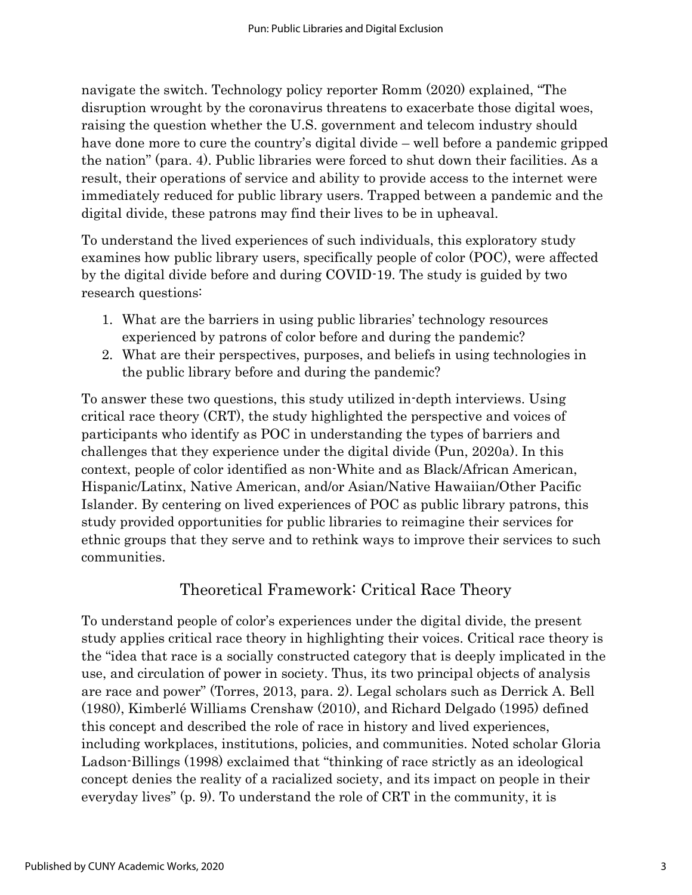navigate the switch. Technology policy reporter Romm (2020) explained, "The disruption wrought by the coronavirus threatens to exacerbate those digital woes, raising the question whether the U.S. government and telecom industry should have done more to cure the country's digital divide – well before a pandemic gripped the nation" (para. 4). Public libraries were forced to shut down their facilities. As a result, their operations of service and ability to provide access to the internet were immediately reduced for public library users. Trapped between a pandemic and the digital divide, these patrons may find their lives to be in upheaval.

To understand the lived experiences of such individuals, this exploratory study examines how public library users, specifically people of color (POC), were affected by the digital divide before and during COVID-19. The study is guided by two research questions:

1. What are the barriers in using public libraries' technology resources experienced by patrons of color before and during the pandemic?
2. What are their perspectives, purposes, and beliefs in using technologies in the public library before and during the pandemic?

To answer these two questions, this study utilized in-depth interviews. Using critical race theory (CRT), the study highlighted the perspective and voices of participants who identify as POC in understanding the types of barriers and challenges that they experience under the digital divide (Pun, 2020a). In this context, people of color identified as non-White and as Black/African American, Hispanic/Latinx, Native American, and/or Asian/Native Hawaiian/Other Pacific Islander. By centering on lived experiences of POC as public library patrons, this study provided opportunities for public libraries to reimagine their services for ethnic groups that they serve and to rethink ways to improve their services to such communities.

## Theoretical Framework: Critical Race Theory

To understand people of color's experiences under the digital divide, the present study applies critical race theory in highlighting their voices. Critical race theory is the "idea that race is a socially constructed category that is deeply implicated in the use, and circulation of power in society. Thus, its two principal objects of analysis are race and power" (Torres, 2013, para. 2). Legal scholars such as Derrick A. Bell (1980), Kimberlé Williams Crenshaw (2010), and Richard Delgado (1995) defined this concept and described the role of race in history and lived experiences, including workplaces, institutions, policies, and communities. Noted scholar Gloria Ladson-Billings (1998) exclaimed that "thinking of race strictly as an ideological concept denies the reality of a racialized society, and its impact on people in their everyday lives" (p. 9). To understand the role of CRT in the community, it is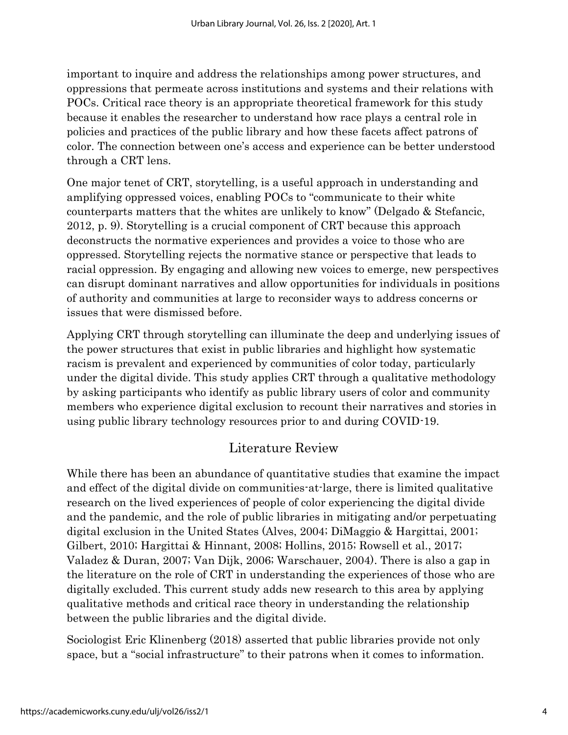important to inquire and address the relationships among power structures, and oppressions that permeate across institutions and systems and their relations with POCs. Critical race theory is an appropriate theoretical framework for this study because it enables the researcher to understand how race plays a central role in policies and practices of the public library and how these facets affect patrons of color. The connection between one's access and experience can be better understood through a CRT lens.

One major tenet of CRT, storytelling, is a useful approach in understanding and amplifying oppressed voices, enabling POCs to "communicate to their white counterparts matters that the whites are unlikely to know" (Delgado & Stefancic, 2012, p. 9). Storytelling is a crucial component of CRT because this approach deconstructs the normative experiences and provides a voice to those who are oppressed. Storytelling rejects the normative stance or perspective that leads to racial oppression. By engaging and allowing new voices to emerge, new perspectives can disrupt dominant narratives and allow opportunities for individuals in positions of authority and communities at large to reconsider ways to address concerns or issues that were dismissed before.

Applying CRT through storytelling can illuminate the deep and underlying issues of the power structures that exist in public libraries and highlight how systematic racism is prevalent and experienced by communities of color today, particularly under the digital divide. This study applies CRT through a qualitative methodology by asking participants who identify as public library users of color and community members who experience digital exclusion to recount their narratives and stories in using public library technology resources prior to and during COVID-19.

## Literature Review

While there has been an abundance of quantitative studies that examine the impact and effect of the digital divide on communities-at-large, there is limited qualitative research on the lived experiences of people of color experiencing the digital divide and the pandemic, and the role of public libraries in mitigating and/or perpetuating digital exclusion in the United States (Alves, 2004; DiMaggio & Hargittai, 2001; Gilbert, 2010; Hargittai & Hinnant, 2008; Hollins, 2015; Rowsell et al., 2017; Valadez & Duran, 2007; Van Dijk, 2006; Warschauer, 2004). There is also a gap in the literature on the role of CRT in understanding the experiences of those who are digitally excluded. This current study adds new research to this area by applying qualitative methods and critical race theory in understanding the relationship between the public libraries and the digital divide.

Sociologist Eric Klinenberg (2018) asserted that public libraries provide not only space, but a "social infrastructure" to their patrons when it comes to information.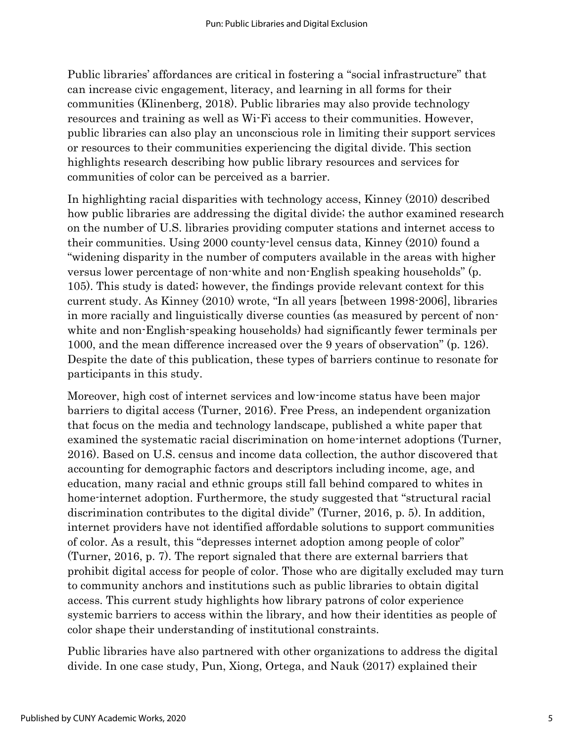Public libraries' affordances are critical in fostering a "social infrastructure" that can increase civic engagement, literacy, and learning in all forms for their communities (Klinenberg, 2018). Public libraries may also provide technology resources and training as well as Wi-Fi access to their communities. However, public libraries can also play an unconscious role in limiting their support services or resources to their communities experiencing the digital divide. This section highlights research describing how public library resources and services for communities of color can be perceived as a barrier.

In highlighting racial disparities with technology access, Kinney (2010) described how public libraries are addressing the digital divide; the author examined research on the number of U.S. libraries providing computer stations and internet access to their communities. Using 2000 county-level census data, Kinney (2010) found a "widening disparity in the number of computers available in the areas with higher versus lower percentage of non-white and non-English speaking households" (p. 105). This study is dated; however, the findings provide relevant context for this current study. As Kinney (2010) wrote, "In all years [between 1998-2006], libraries in more racially and linguistically diverse counties (as measured by percent of non-white and non-English-speaking households) had significantly fewer terminals per 1000, and the mean difference increased over the 9 years of observation" (p. 126). Despite the date of this publication, these types of barriers continue to resonate for participants in this study.

Moreover, high cost of internet services and low-income status have been major barriers to digital access (Turner, 2016). Free Press, an independent organization that focus on the media and technology landscape, published a white paper that examined the systematic racial discrimination on home-internet adoptions (Turner, 2016). Based on U.S. census and income data collection, the author discovered that accounting for demographic factors and descriptors including income, age, and education, many racial and ethnic groups still fall behind compared to whites in home-internet adoption. Furthermore, the study suggested that "structural racial discrimination contributes to the digital divide" (Turner, 2016, p. 5). In addition, internet providers have not identified affordable solutions to support communities of color. As a result, this "depresses internet adoption among people of color" (Turner, 2016, p. 7). The report signaled that there are external barriers that prohibit digital access for people of color. Those who are digitally excluded may turn to community anchors and institutions such as public libraries to obtain digital access. This current study highlights how library patrons of color experience systemic barriers to access within the library, and how their identities as people of color shape their understanding of institutional constraints.

Public libraries have also partnered with other organizations to address the digital divide. In one case study, Pun, Xiong, Ortega, and Nauk (2017) explained their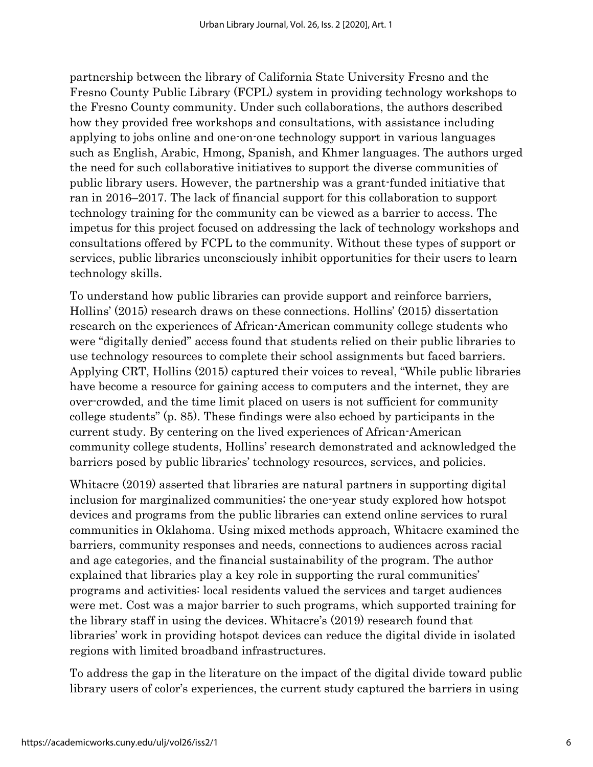partnership between the library of California State University Fresno and the Fresno County Public Library (FCPL) system in providing technology workshops to the Fresno County community. Under such collaborations, the authors described how they provided free workshops and consultations, with assistance including applying to jobs online and one-on-one technology support in various languages such as English, Arabic, Hmong, Spanish, and Khmer languages. The authors urged the need for such collaborative initiatives to support the diverse communities of public library users. However, the partnership was a grant-funded initiative that ran in 2016–2017. The lack of financial support for this collaboration to support technology training for the community can be viewed as a barrier to access. The impetus for this project focused on addressing the lack of technology workshops and consultations offered by FCPL to the community. Without these types of support or services, public libraries unconsciously inhibit opportunities for their users to learn technology skills.

To understand how public libraries can provide support and reinforce barriers, Hollins' (2015) research draws on these connections. Hollins' (2015) dissertation research on the experiences of African-American community college students who were "digitally denied" access found that students relied on their public libraries to use technology resources to complete their school assignments but faced barriers. Applying CRT, Hollins (2015) captured their voices to reveal, "While public libraries have become a resource for gaining access to computers and the internet, they are over-crowded, and the time limit placed on users is not sufficient for community college students" (p. 85). These findings were also echoed by participants in the current study. By centering on the lived experiences of African-American community college students, Hollins' research demonstrated and acknowledged the barriers posed by public libraries' technology resources, services, and policies.

Whitacre (2019) asserted that libraries are natural partners in supporting digital inclusion for marginalized communities; the one-year study explored how hotspot devices and programs from the public libraries can extend online services to rural communities in Oklahoma. Using mixed methods approach, Whitacre examined the barriers, community responses and needs, connections to audiences across racial and age categories, and the financial sustainability of the program. The author explained that libraries play a key role in supporting the rural communities' programs and activities: local residents valued the services and target audiences were met. Cost was a major barrier to such programs, which supported training for the library staff in using the devices. Whitacre's (2019) research found that libraries' work in providing hotspot devices can reduce the digital divide in isolated regions with limited broadband infrastructures.

To address the gap in the literature on the impact of the digital divide toward public library users of color's experiences, the current study captured the barriers in using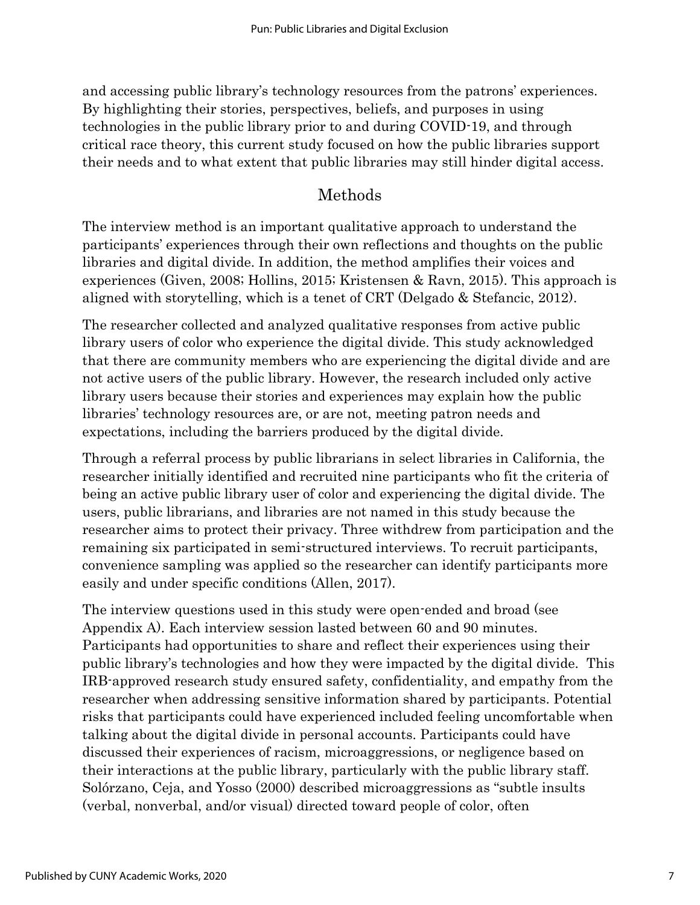and accessing public library's technology resources from the patrons' experiences. By highlighting their stories, perspectives, beliefs, and purposes in using technologies in the public library prior to and during COVID-19, and through critical race theory, this current study focused on how the public libraries support their needs and to what extent that public libraries may still hinder digital access.

## Methods

The interview method is an important qualitative approach to understand the participants' experiences through their own reflections and thoughts on the public libraries and digital divide. In addition, the method amplifies their voices and experiences (Given, 2008; Hollins, 2015; Kristensen & Ravn, 2015). This approach is aligned with storytelling, which is a tenet of CRT (Delgado & Stefancic, 2012).

The researcher collected and analyzed qualitative responses from active public library users of color who experience the digital divide. This study acknowledged that there are community members who are experiencing the digital divide and are not active users of the public library. However, the research included only active library users because their stories and experiences may explain how the public libraries' technology resources are, or are not, meeting patron needs and expectations, including the barriers produced by the digital divide.

Through a referral process by public librarians in select libraries in California, the researcher initially identified and recruited nine participants who fit the criteria of being an active public library user of color and experiencing the digital divide. The users, public librarians, and libraries are not named in this study because the researcher aims to protect their privacy. Three withdrew from participation and the remaining six participated in semi-structured interviews. To recruit participants, convenience sampling was applied so the researcher can identify participants more easily and under specific conditions (Allen, 2017).

The interview questions used in this study were open-ended and broad (see Appendix A). Each interview session lasted between 60 and 90 minutes. Participants had opportunities to share and reflect their experiences using their public library's technologies and how they were impacted by the digital divide. This IRB-approved research study ensured safety, confidentiality, and empathy from the researcher when addressing sensitive information shared by participants. Potential risks that participants could have experienced included feeling uncomfortable when talking about the digital divide in personal accounts. Participants could have discussed their experiences of racism, microaggressions, or negligence based on their interactions at the public library, particularly with the public library staff. Solórzano, Ceja, and Yosso (2000) described microaggressions as "subtle insults (verbal, nonverbal, and/or visual) directed toward people of color, often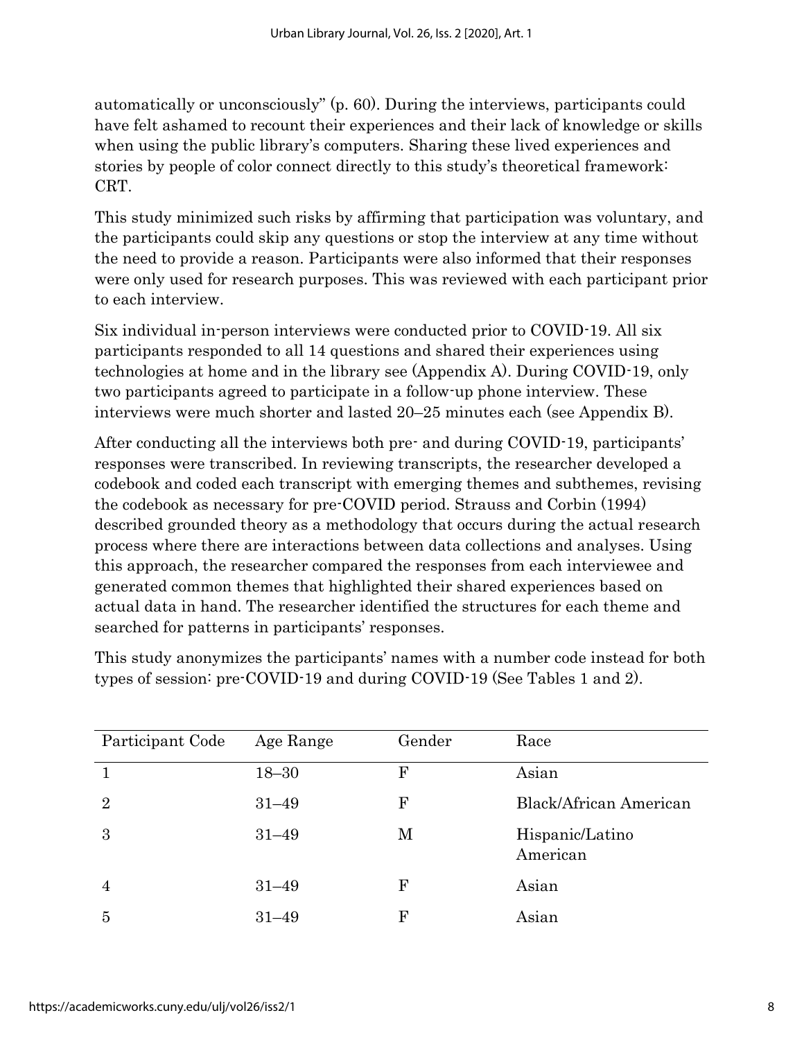automatically or unconsciously" (p. 60). During the interviews, participants could have felt ashamed to recount their experiences and their lack of knowledge or skills when using the public library's computers. Sharing these lived experiences and stories by people of color connect directly to this study's theoretical framework: CRT.

This study minimized such risks by affirming that participation was voluntary, and the participants could skip any questions or stop the interview at any time without the need to provide a reason. Participants were also informed that their responses were only used for research purposes. This was reviewed with each participant prior to each interview.

Six individual in-person interviews were conducted prior to COVID-19. All six participants responded to all 14 questions and shared their experiences using technologies at home and in the library see (Appendix A). During COVID-19, only two participants agreed to participate in a follow-up phone interview. These interviews were much shorter and lasted 20–25 minutes each (see Appendix B).

After conducting all the interviews both pre- and during COVID-19, participants' responses were transcribed. In reviewing transcripts, the researcher developed a codebook and coded each transcript with emerging themes and subthemes, revising the codebook as necessary for pre-COVID period. Strauss and Corbin (1994) described grounded theory as a methodology that occurs during the actual research process where there are interactions between data collections and analyses. Using this approach, the researcher compared the responses from each interviewee and generated common themes that highlighted their shared experiences based on actual data in hand. The researcher identified the structures for each theme and searched for patterns in participants' responses.

This study anonymizes the participants' names with a number code instead for both types of session: pre-COVID-19 and during COVID-19 (See Tables 1 and 2).

| Participant Code | Age Range | Gender | Race |
|---|---|---|---|
| 1 | 18–30 | F | Asian |
| 2 | 31–49 | F | Black/African American |
| 3 | 31–49 | M | Hispanic/Latino American |
| 4 | 31–49 | F | Asian |
| 5 | 31–49 | F | Asian |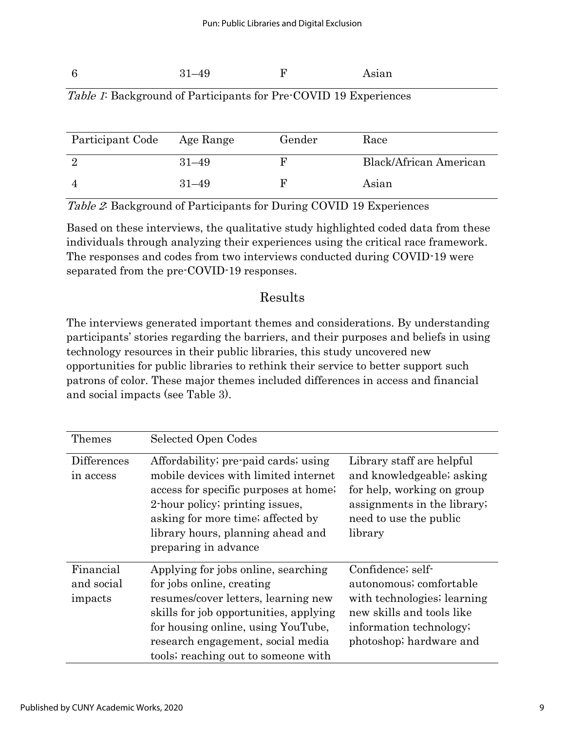| | | | |
|---|---|---|---|
| 6 | 31–49 | F | Asian |

*Table 1*: Background of Participants for Pre-COVID 19 Experiences

| Participant Code | Age Range | Gender | Race |
|---|---|---|---|
| 2 | 31–49 | F | Black/African American |
| 4 | 31–49 | F | Asian |

*Table 2*: Background of Participants for During COVID 19 Experiences

Based on these interviews, the qualitative study highlighted coded data from these individuals through analyzing their experiences using the critical race framework. The responses and codes from two interviews conducted during COVID-19 were separated from the pre-COVID-19 responses.

## Results

The interviews generated important themes and considerations. By understanding participants' stories regarding the barriers, and their purposes and beliefs in using technology resources in their public libraries, this study uncovered new opportunities for public libraries to rethink their service to better support such patrons of color. These major themes included differences in access and financial and social impacts (see Table 3).

| Themes | Selected Open Codes | |
|---|---|---|
| Differences in access | Affordability; pre-paid cards; using mobile devices with limited internet access for specific purposes at home; 2-hour policy; printing issues, asking for more time; affected by library hours, planning ahead and preparing in advance | Library staff are helpful and knowledgeable; asking for help, working on group assignments in the library; need to use the public library |
| Financial and social impacts | Applying for jobs online, searching for jobs online, creating resumes/cover letters, learning new skills for job opportunities, applying for housing online, using YouTube, research engagement, social media tools; reaching out to someone with | Confidence; self-autonomous; comfortable with technologies; learning new skills and tools like information technology; photoshop; hardware and |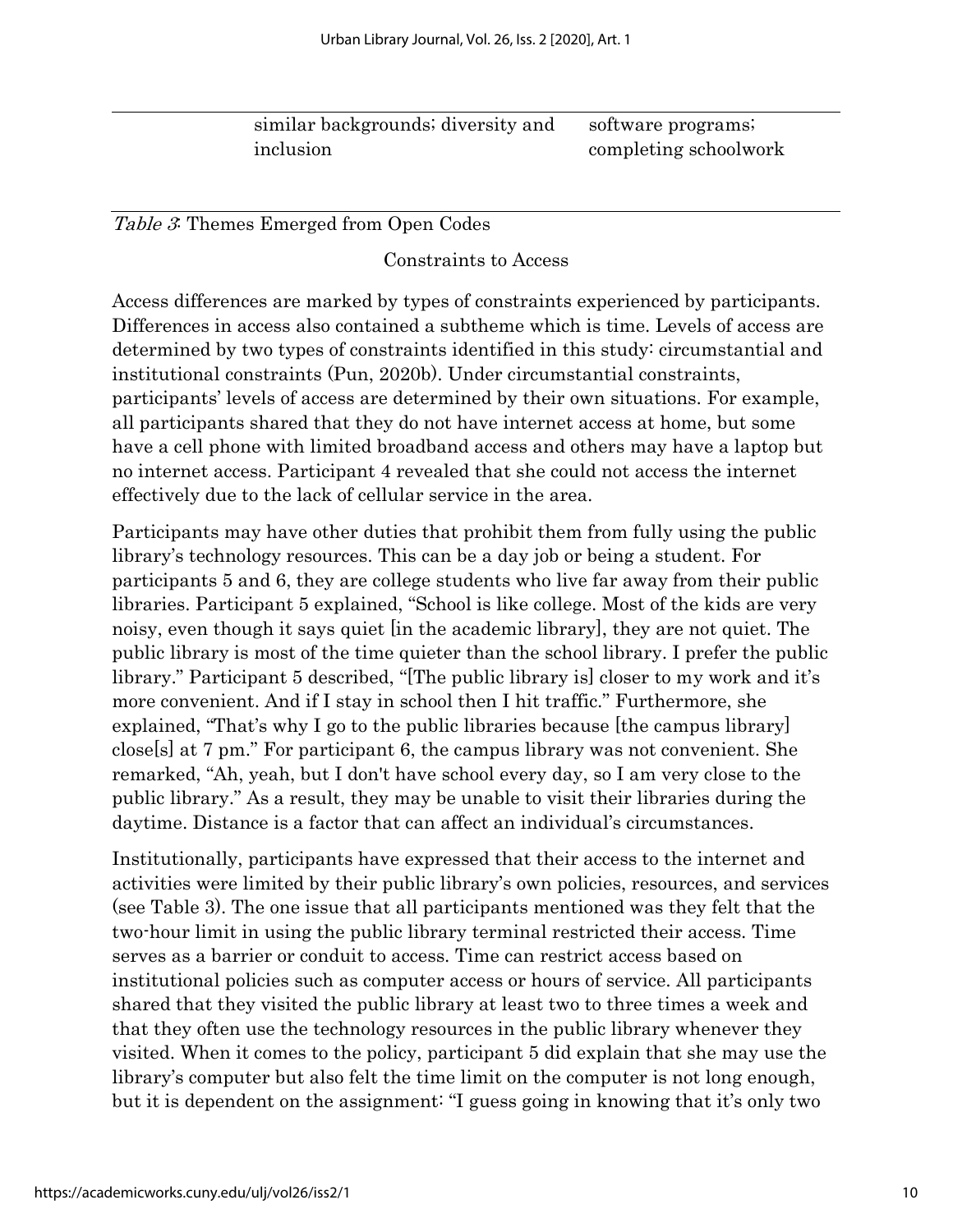| | | |
|---|---|---|
| | similar backgrounds; diversity and inclusion | software programs; completing schoolwork |

*Table 3*: Themes Emerged from Open Codes

### Constraints to Access

Access differences are marked by types of constraints experienced by participants. Differences in access also contained a subtheme which is time. Levels of access are determined by two types of constraints identified in this study: circumstantial and institutional constraints (Pun, 2020b). Under circumstantial constraints, participants' levels of access are determined by their own situations. For example, all participants shared that they do not have internet access at home, but some have a cell phone with limited broadband access and others may have a laptop but no internet access. Participant 4 revealed that she could not access the internet effectively due to the lack of cellular service in the area.

Participants may have other duties that prohibit them from fully using the public library's technology resources. This can be a day job or being a student. For participants 5 and 6, they are college students who live far away from their public libraries. Participant 5 explained, "School is like college. Most of the kids are very noisy, even though it says quiet [in the academic library], they are not quiet. The public library is most of the time quieter than the school library. I prefer the public library." Participant 5 described, "[The public library is] closer to my work and it's more convenient. And if I stay in school then I hit traffic." Furthermore, she explained, "That's why I go to the public libraries because [the campus library] close[s] at 7 pm." For participant 6, the campus library was not convenient. She remarked, "Ah, yeah, but I don't have school every day, so I am very close to the public library." As a result, they may be unable to visit their libraries during the daytime. Distance is a factor that can affect an individual's circumstances.

Institutionally, participants have expressed that their access to the internet and activities were limited by their public library's own policies, resources, and services (see Table 3). The one issue that all participants mentioned was they felt that the two-hour limit in using the public library terminal restricted their access. Time serves as a barrier or conduit to access. Time can restrict access based on institutional policies such as computer access or hours of service. All participants shared that they visited the public library at least two to three times a week and that they often use the technology resources in the public library whenever they visited. When it comes to the policy, participant 5 did explain that she may use the library's computer but also felt the time limit on the computer is not long enough, but it is dependent on the assignment: "I guess going in knowing that it's only two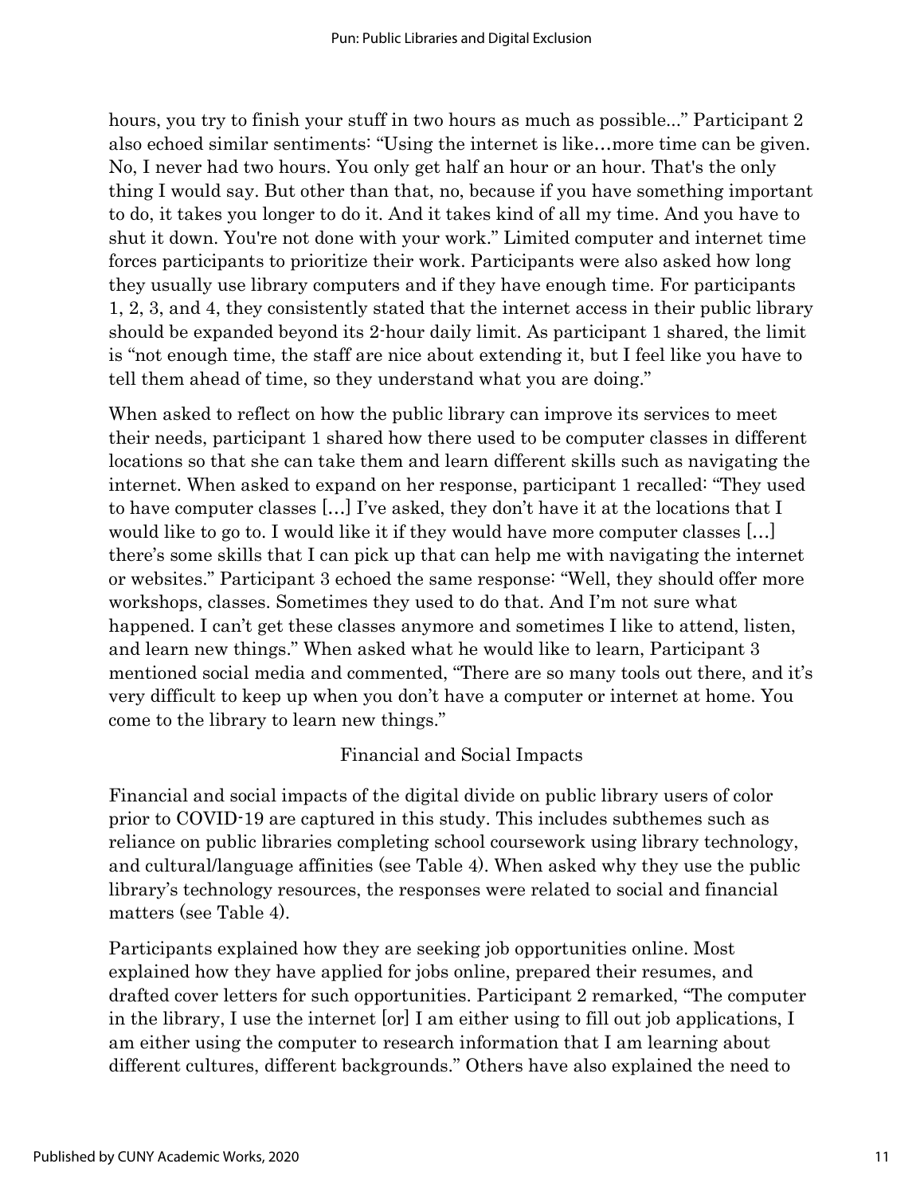hours, you try to finish your stuff in two hours as much as possible..." Participant 2 also echoed similar sentiments: "Using the internet is like…more time can be given. No, I never had two hours. You only get half an hour or an hour. That's the only thing I would say. But other than that, no, because if you have something important to do, it takes you longer to do it. And it takes kind of all my time. And you have to shut it down. You're not done with your work." Limited computer and internet time forces participants to prioritize their work. Participants were also asked how long they usually use library computers and if they have enough time. For participants 1, 2, 3, and 4, they consistently stated that the internet access in their public library should be expanded beyond its 2-hour daily limit. As participant 1 shared, the limit is "not enough time, the staff are nice about extending it, but I feel like you have to tell them ahead of time, so they understand what you are doing."

When asked to reflect on how the public library can improve its services to meet their needs, participant 1 shared how there used to be computer classes in different locations so that she can take them and learn different skills such as navigating the internet. When asked to expand on her response, participant 1 recalled: "They used to have computer classes […] I've asked, they don't have it at the locations that I would like to go to. I would like it if they would have more computer classes […] there's some skills that I can pick up that can help me with navigating the internet or websites." Participant 3 echoed the same response: "Well, they should offer more workshops, classes. Sometimes they used to do that. And I'm not sure what happened. I can't get these classes anymore and sometimes I like to attend, listen, and learn new things." When asked what he would like to learn, Participant 3 mentioned social media and commented, "There are so many tools out there, and it's very difficult to keep up when you don't have a computer or internet at home. You come to the library to learn new things."

## Financial and Social Impacts

Financial and social impacts of the digital divide on public library users of color prior to COVID-19 are captured in this study. This includes subthemes such as reliance on public libraries completing school coursework using library technology, and cultural/language affinities (see Table 4). When asked why they use the public library's technology resources, the responses were related to social and financial matters (see Table 4).

Participants explained how they are seeking job opportunities online. Most explained how they have applied for jobs online, prepared their resumes, and drafted cover letters for such opportunities. Participant 2 remarked, "The computer in the library, I use the internet [or] I am either using to fill out job applications, I am either using the computer to research information that I am learning about different cultures, different backgrounds." Others have also explained the need to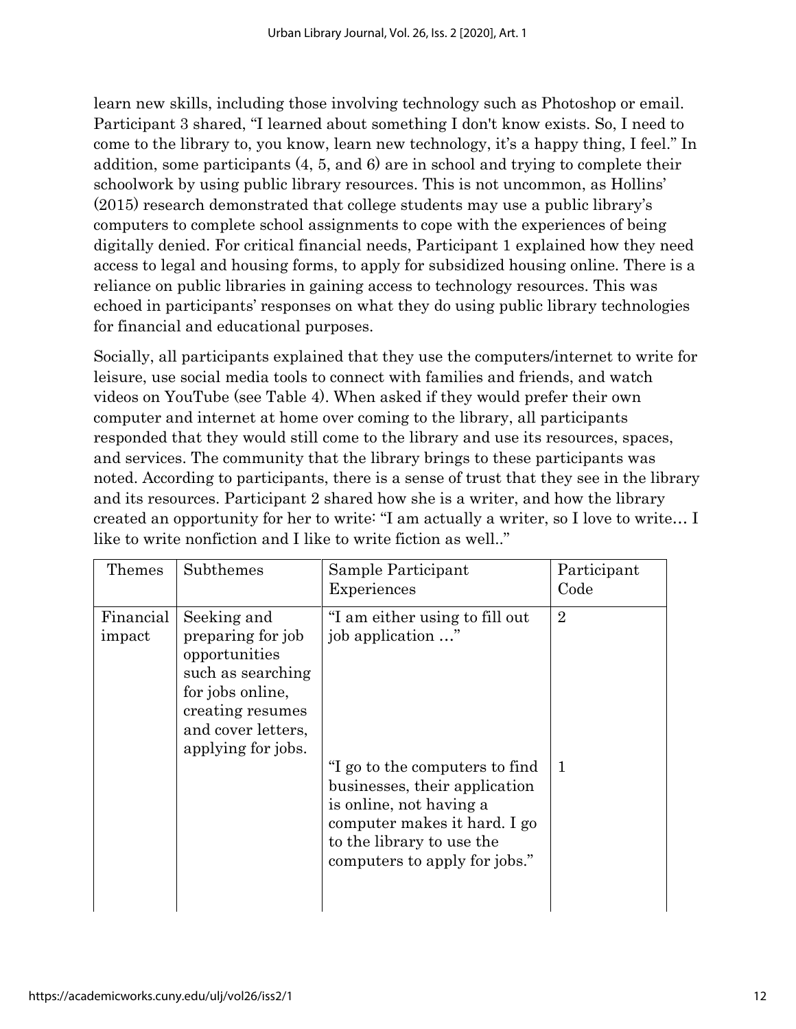learn new skills, including those involving technology such as Photoshop or email. Participant 3 shared, "I learned about something I don't know exists. So, I need to come to the library to, you know, learn new technology, it's a happy thing, I feel." In addition, some participants (4, 5, and 6) are in school and trying to complete their schoolwork by using public library resources. This is not uncommon, as Hollins' (2015) research demonstrated that college students may use a public library's computers to complete school assignments to cope with the experiences of being digitally denied. For critical financial needs, Participant 1 explained how they need access to legal and housing forms, to apply for subsidized housing online. There is a reliance on public libraries in gaining access to technology resources. This was echoed in participants' responses on what they do using public library technologies for financial and educational purposes.

Socially, all participants explained that they use the computers/internet to write for leisure, use social media tools to connect with families and friends, and watch videos on YouTube (see Table 4). When asked if they would prefer their own computer and internet at home over coming to the library, all participants responded that they would still come to the library and use its resources, spaces, and services. The community that the library brings to these participants was noted. According to participants, there is a sense of trust that they see in the library and its resources. Participant 2 shared how she is a writer, and how the library created an opportunity for her to write: "I am actually a writer, so I love to write… I like to write nonfiction and I like to write fiction as well.."

| Themes | Subthemes | Sample Participant Experiences | Participant Code |
|---|---|---|---|
| Financial impact | Seeking and preparing for job opportunities such as searching for jobs online, creating resumes and cover letters, applying for jobs. | "I am either using to fill out job application …" | 2 |
| | | "I go to the computers to find businesses, their application is online, not having a computer makes it hard. I go to the library to use the computers to apply for jobs." | 1 |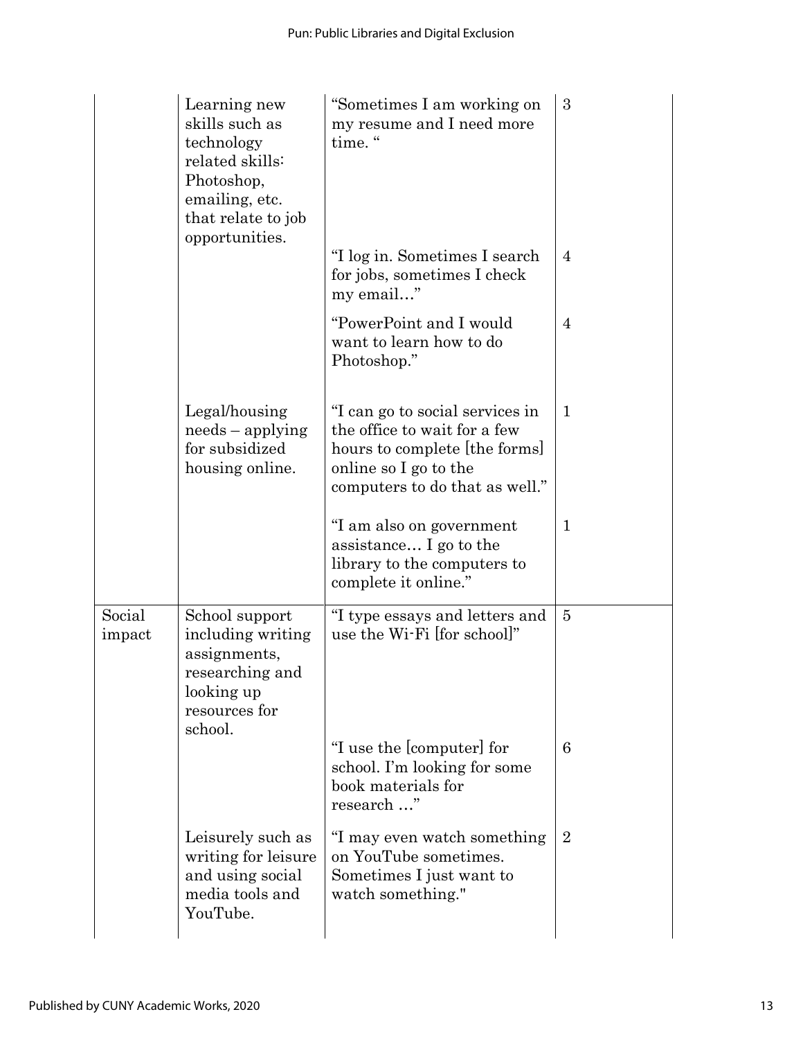| | | | |
|---|---|---|---|
| | Learning new skills such as technology related skills: Photoshop, emailing, etc. that relate to job opportunities. | "Sometimes I am working on my resume and I need more time. " | 3 |
| | | "I log in. Sometimes I search for jobs, sometimes I check my email…" | 4 |
| | | "PowerPoint and I would want to learn how to do Photoshop." | 4 |
| | Legal/housing needs – applying for subsidized housing online. | "I can go to social services in the office to wait for a few hours to complete [the forms] online so I go to the computers to do that as well." | 1 |
| | | "I am also on government assistance… I go to the library to the computers to complete it online." | 1 |
| Social impact | School support including writing assignments, researching and looking up resources for school. | "I type essays and letters and use the Wi-Fi [for school]" | 5 |
| | | "I use the [computer] for school. I'm looking for some book materials for research …" | 6 |
| | Leisurely such as writing for leisure and using social media tools and YouTube. | "I may even watch something on YouTube sometimes. Sometimes I just want to watch something." | 2 |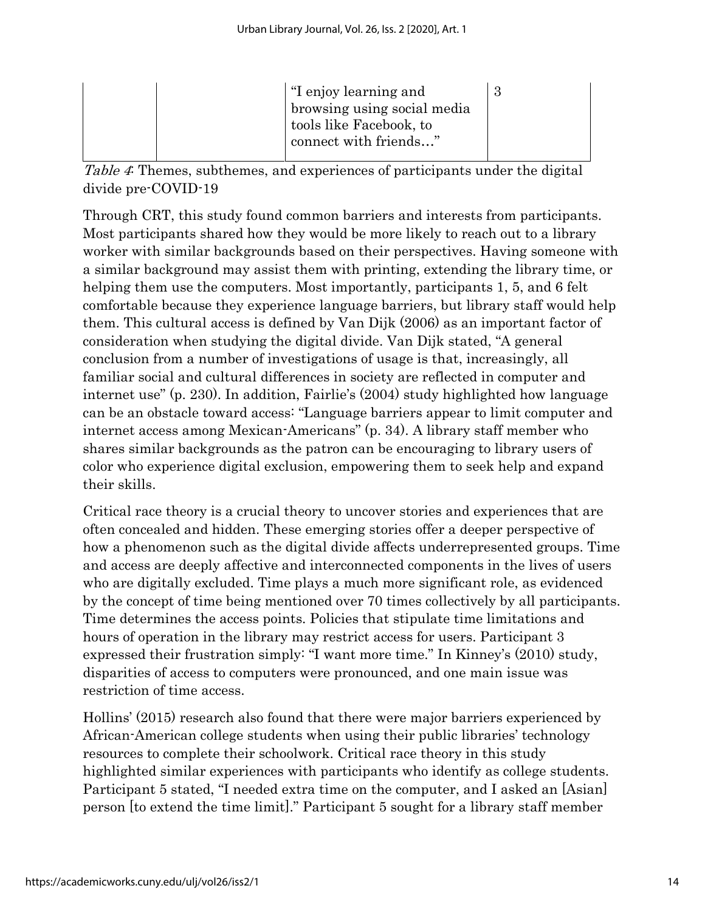| | | | |
|---|---|---|---|
| | | "I enjoy learning and browsing using social media tools like Facebook, to connect with friends…" | 3 |

*Table 4*: Themes, subthemes, and experiences of participants under the digital divide pre-COVID-19

Through CRT, this study found common barriers and interests from participants. Most participants shared how they would be more likely to reach out to a library worker with similar backgrounds based on their perspectives. Having someone with a similar background may assist them with printing, extending the library time, or helping them use the computers. Most importantly, participants 1, 5, and 6 felt comfortable because they experience language barriers, but library staff would help them. This cultural access is defined by Van Dijk (2006) as an important factor of consideration when studying the digital divide. Van Dijk stated, "A general conclusion from a number of investigations of usage is that, increasingly, all familiar social and cultural differences in society are reflected in computer and internet use" (p. 230). In addition, Fairlie's (2004) study highlighted how language can be an obstacle toward access: "Language barriers appear to limit computer and internet access among Mexican-Americans" (p. 34). A library staff member who shares similar backgrounds as the patron can be encouraging to library users of color who experience digital exclusion, empowering them to seek help and expand their skills.

Critical race theory is a crucial theory to uncover stories and experiences that are often concealed and hidden. These emerging stories offer a deeper perspective of how a phenomenon such as the digital divide affects underrepresented groups. Time and access are deeply affective and interconnected components in the lives of users who are digitally excluded. Time plays a much more significant role, as evidenced by the concept of time being mentioned over 70 times collectively by all participants. Time determines the access points. Policies that stipulate time limitations and hours of operation in the library may restrict access for users. Participant 3 expressed their frustration simply: "I want more time." In Kinney's (2010) study, disparities of access to computers were pronounced, and one main issue was restriction of time access.

Hollins' (2015) research also found that there were major barriers experienced by African-American college students when using their public libraries' technology resources to complete their schoolwork. Critical race theory in this study highlighted similar experiences with participants who identify as college students. Participant 5 stated, "I needed extra time on the computer, and I asked an [Asian] person [to extend the time limit]." Participant 5 sought for a library staff member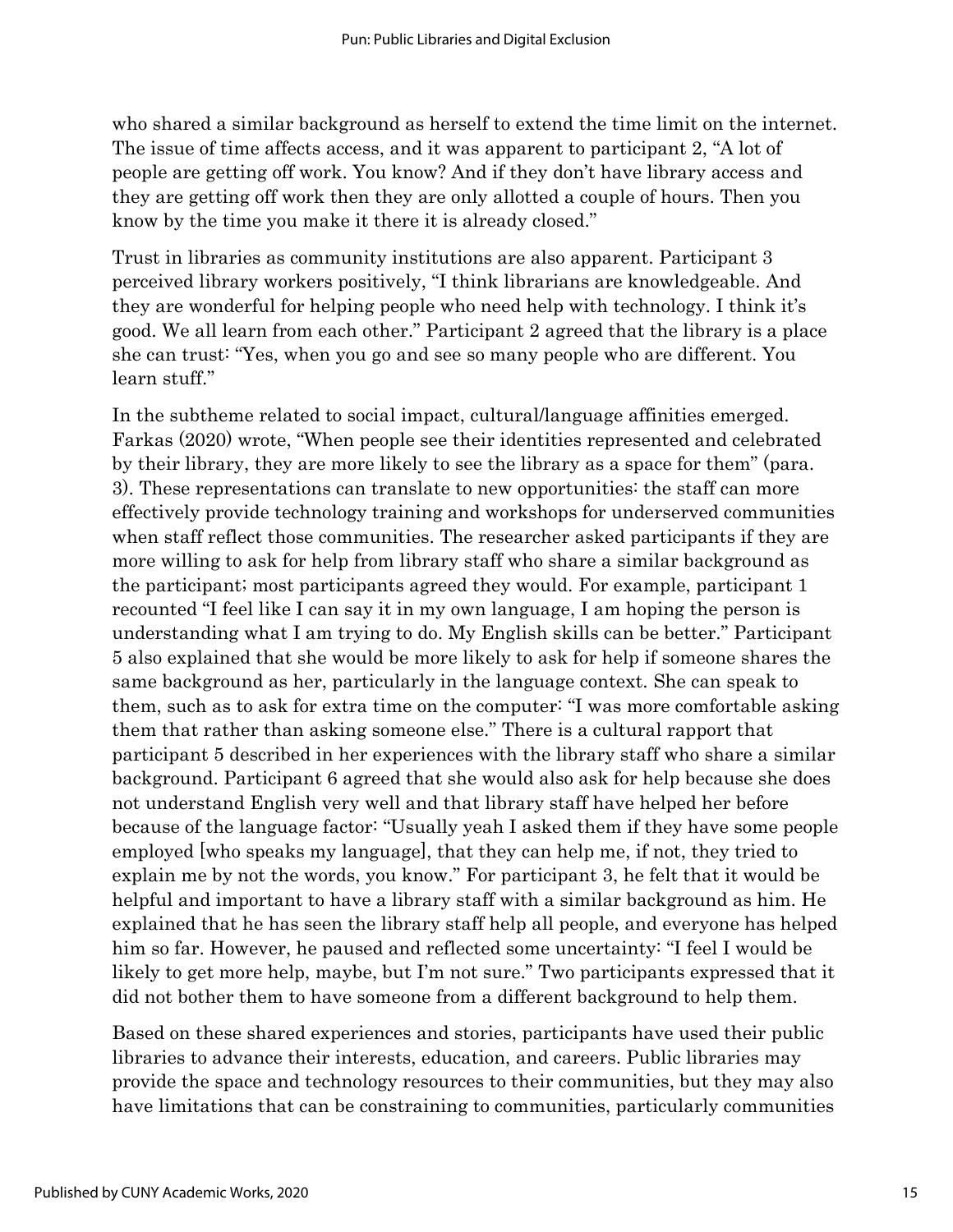who shared a similar background as herself to extend the time limit on the internet. The issue of time affects access, and it was apparent to participant 2, "A lot of people are getting off work. You know? And if they don't have library access and they are getting off work then they are only allotted a couple of hours. Then you know by the time you make it there it is already closed."

Trust in libraries as community institutions are also apparent. Participant 3 perceived library workers positively, "I think librarians are knowledgeable. And they are wonderful for helping people who need help with technology. I think it's good. We all learn from each other." Participant 2 agreed that the library is a place she can trust: "Yes, when you go and see so many people who are different. You learn stuff."

In the subtheme related to social impact, cultural/language affinities emerged. Farkas (2020) wrote, "When people see their identities represented and celebrated by their library, they are more likely to see the library as a space for them" (para. 3). These representations can translate to new opportunities: the staff can more effectively provide technology training and workshops for underserved communities when staff reflect those communities. The researcher asked participants if they are more willing to ask for help from library staff who share a similar background as the participant; most participants agreed they would. For example, participant 1 recounted "I feel like I can say it in my own language, I am hoping the person is understanding what I am trying to do. My English skills can be better." Participant 5 also explained that she would be more likely to ask for help if someone shares the same background as her, particularly in the language context. She can speak to them, such as to ask for extra time on the computer: "I was more comfortable asking them that rather than asking someone else." There is a cultural rapport that participant 5 described in her experiences with the library staff who share a similar background. Participant 6 agreed that she would also ask for help because she does not understand English very well and that library staff have helped her before because of the language factor: "Usually yeah I asked them if they have some people employed [who speaks my language], that they can help me, if not, they tried to explain me by not the words, you know." For participant 3, he felt that it would be helpful and important to have a library staff with a similar background as him. He explained that he has seen the library staff help all people, and everyone has helped him so far. However, he paused and reflected some uncertainty: "I feel I would be likely to get more help, maybe, but I'm not sure." Two participants expressed that it did not bother them to have someone from a different background to help them.

Based on these shared experiences and stories, participants have used their public libraries to advance their interests, education, and careers. Public libraries may provide the space and technology resources to their communities, but they may also have limitations that can be constraining to communities, particularly communities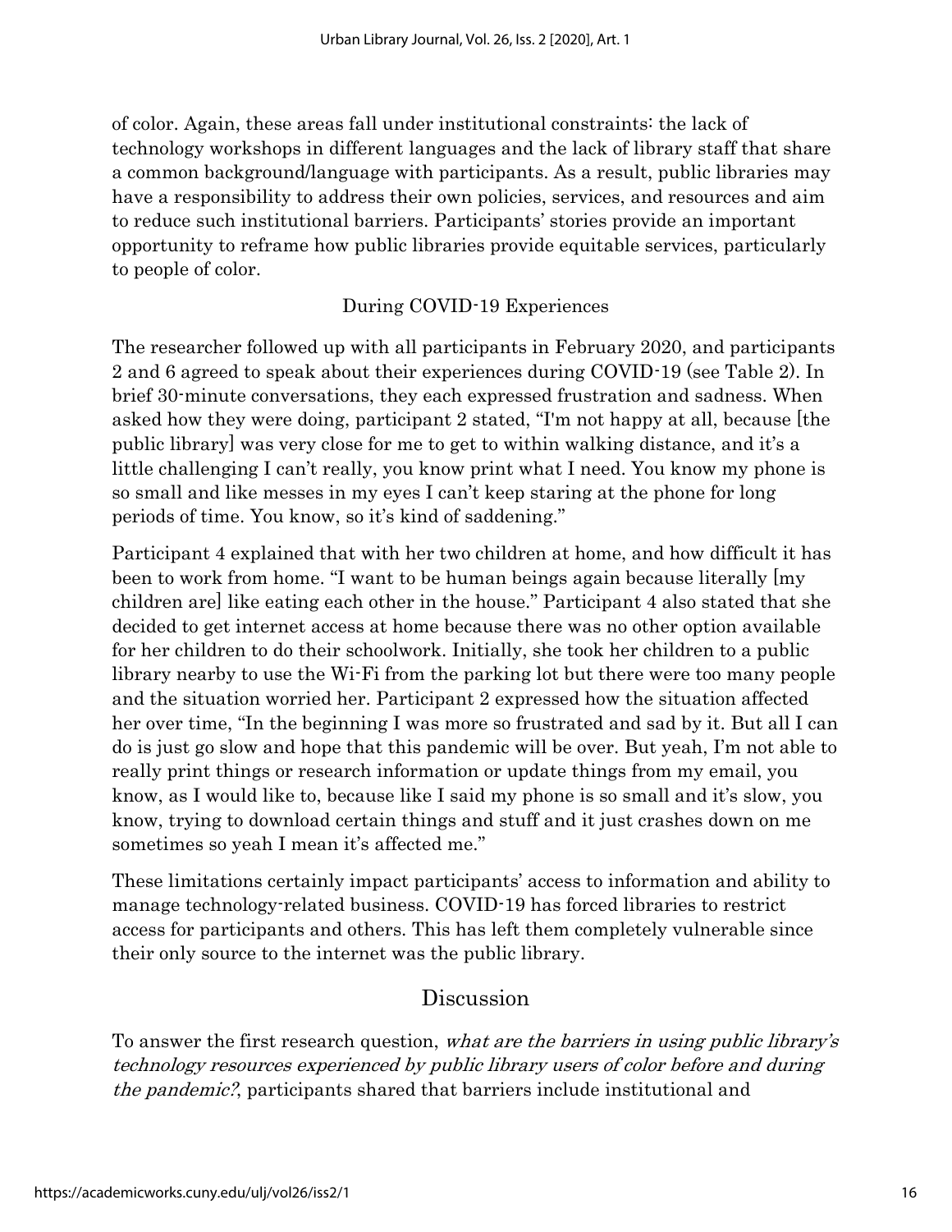of color. Again, these areas fall under institutional constraints: the lack of technology workshops in different languages and the lack of library staff that share a common background/language with participants. As a result, public libraries may have a responsibility to address their own policies, services, and resources and aim to reduce such institutional barriers. Participants' stories provide an important opportunity to reframe how public libraries provide equitable services, particularly to people of color.

### During COVID-19 Experiences

The researcher followed up with all participants in February 2020, and participants 2 and 6 agreed to speak about their experiences during COVID-19 (see Table 2). In brief 30-minute conversations, they each expressed frustration and sadness. When asked how they were doing, participant 2 stated, "I'm not happy at all, because [the public library] was very close for me to get to within walking distance, and it's a little challenging I can't really, you know print what I need. You know my phone is so small and like messes in my eyes I can't keep staring at the phone for long periods of time. You know, so it's kind of saddening."

Participant 4 explained that with her two children at home, and how difficult it has been to work from home. "I want to be human beings again because literally [my children are] like eating each other in the house." Participant 4 also stated that she decided to get internet access at home because there was no other option available for her children to do their schoolwork. Initially, she took her children to a public library nearby to use the Wi-Fi from the parking lot but there were too many people and the situation worried her. Participant 2 expressed how the situation affected her over time, "In the beginning I was more so frustrated and sad by it. But all I can do is just go slow and hope that this pandemic will be over. But yeah, I'm not able to really print things or research information or update things from my email, you know, as I would like to, because like I said my phone is so small and it's slow, you know, trying to download certain things and stuff and it just crashes down on me sometimes so yeah I mean it's affected me."

These limitations certainly impact participants' access to information and ability to manage technology-related business. COVID-19 has forced libraries to restrict access for participants and others. This has left them completely vulnerable since their only source to the internet was the public library.

## Discussion

To answer the first research question, *what are the barriers in using public library's technology resources experienced by public library users of color before and during the pandemic?*, participants shared that barriers include institutional and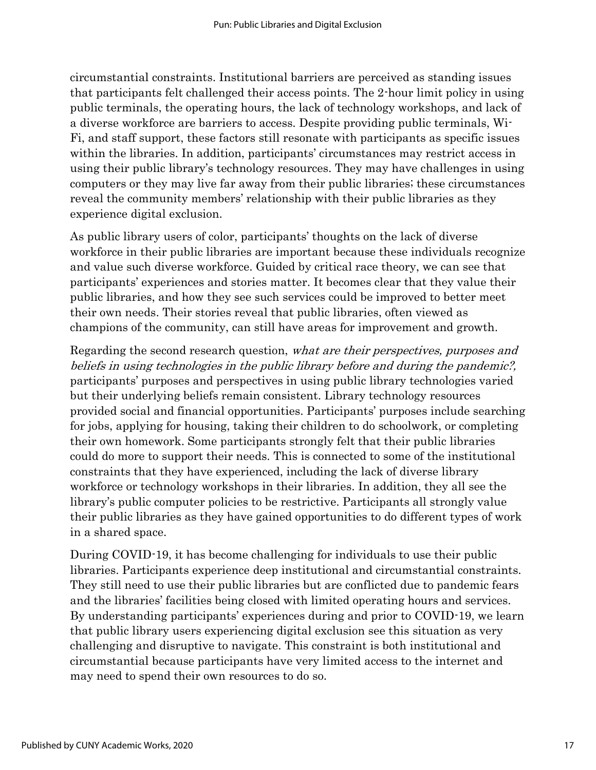circumstantial constraints. Institutional barriers are perceived as standing issues that participants felt challenged their access points. The 2-hour limit policy in using public terminals, the operating hours, the lack of technology workshops, and lack of a diverse workforce are barriers to access. Despite providing public terminals, Wi-Fi, and staff support, these factors still resonate with participants as specific issues within the libraries. In addition, participants' circumstances may restrict access in using their public library's technology resources. They may have challenges in using computers or they may live far away from their public libraries; these circumstances reveal the community members' relationship with their public libraries as they experience digital exclusion.

As public library users of color, participants' thoughts on the lack of diverse workforce in their public libraries are important because these individuals recognize and value such diverse workforce. Guided by critical race theory, we can see that participants' experiences and stories matter. It becomes clear that they value their public libraries, and how they see such services could be improved to better meet their own needs. Their stories reveal that public libraries, often viewed as champions of the community, can still have areas for improvement and growth.

Regarding the second research question, *what are their perspectives, purposes and beliefs in using technologies in the public library before and during the pandemic?,* participants' purposes and perspectives in using public library technologies varied but their underlying beliefs remain consistent. Library technology resources provided social and financial opportunities. Participants' purposes include searching for jobs, applying for housing, taking their children to do schoolwork, or completing their own homework. Some participants strongly felt that their public libraries could do more to support their needs. This is connected to some of the institutional constraints that they have experienced, including the lack of diverse library workforce or technology workshops in their libraries. In addition, they all see the library's public computer policies to be restrictive. Participants all strongly value their public libraries as they have gained opportunities to do different types of work in a shared space.

During COVID-19, it has become challenging for individuals to use their public libraries. Participants experience deep institutional and circumstantial constraints. They still need to use their public libraries but are conflicted due to pandemic fears and the libraries' facilities being closed with limited operating hours and services. By understanding participants' experiences during and prior to COVID-19, we learn that public library users experiencing digital exclusion see this situation as very challenging and disruptive to navigate. This constraint is both institutional and circumstantial because participants have very limited access to the internet and may need to spend their own resources to do so.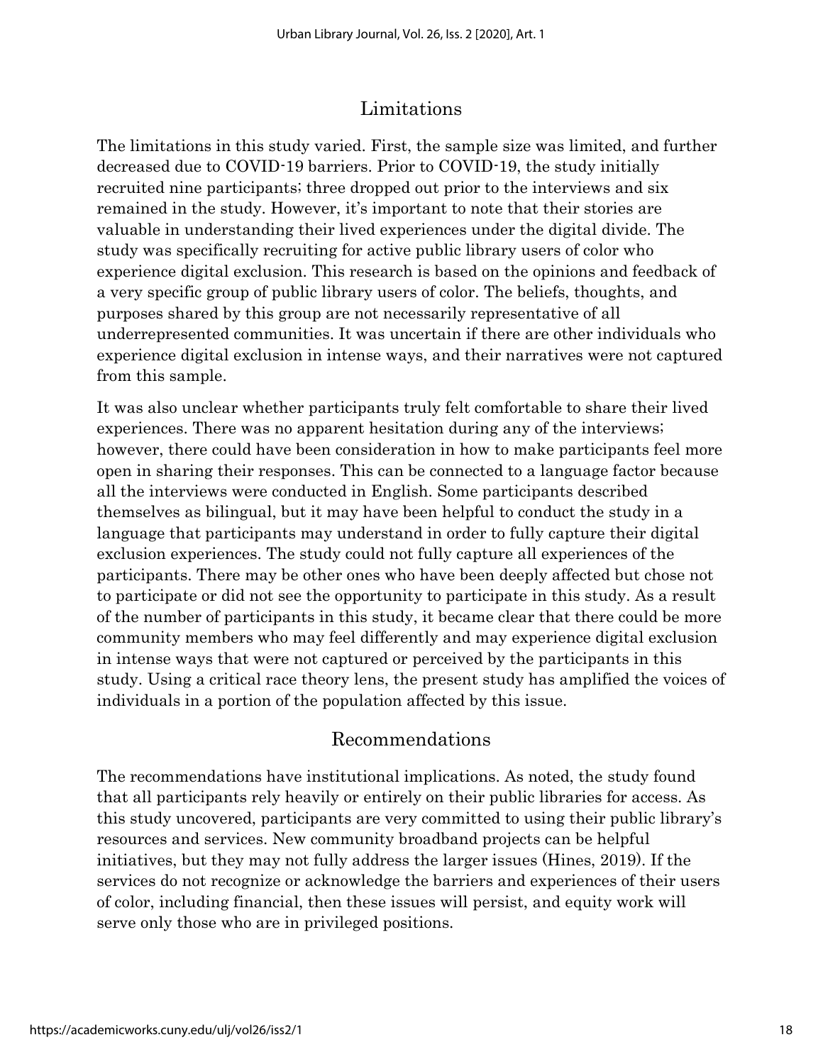## Limitations

The limitations in this study varied. First, the sample size was limited, and further decreased due to COVID-19 barriers. Prior to COVID-19, the study initially recruited nine participants; three dropped out prior to the interviews and six remained in the study. However, it's important to note that their stories are valuable in understanding their lived experiences under the digital divide. The study was specifically recruiting for active public library users of color who experience digital exclusion. This research is based on the opinions and feedback of a very specific group of public library users of color. The beliefs, thoughts, and purposes shared by this group are not necessarily representative of all underrepresented communities. It was uncertain if there are other individuals who experience digital exclusion in intense ways, and their narratives were not captured from this sample.

It was also unclear whether participants truly felt comfortable to share their lived experiences. There was no apparent hesitation during any of the interviews; however, there could have been consideration in how to make participants feel more open in sharing their responses. This can be connected to a language factor because all the interviews were conducted in English. Some participants described themselves as bilingual, but it may have been helpful to conduct the study in a language that participants may understand in order to fully capture their digital exclusion experiences. The study could not fully capture all experiences of the participants. There may be other ones who have been deeply affected but chose not to participate or did not see the opportunity to participate in this study. As a result of the number of participants in this study, it became clear that there could be more community members who may feel differently and may experience digital exclusion in intense ways that were not captured or perceived by the participants in this study. Using a critical race theory lens, the present study has amplified the voices of individuals in a portion of the population affected by this issue.

## Recommendations

The recommendations have institutional implications. As noted, the study found that all participants rely heavily or entirely on their public libraries for access. As this study uncovered, participants are very committed to using their public library's resources and services. New community broadband projects can be helpful initiatives, but they may not fully address the larger issues (Hines, 2019). If the services do not recognize or acknowledge the barriers and experiences of their users of color, including financial, then these issues will persist, and equity work will serve only those who are in privileged positions.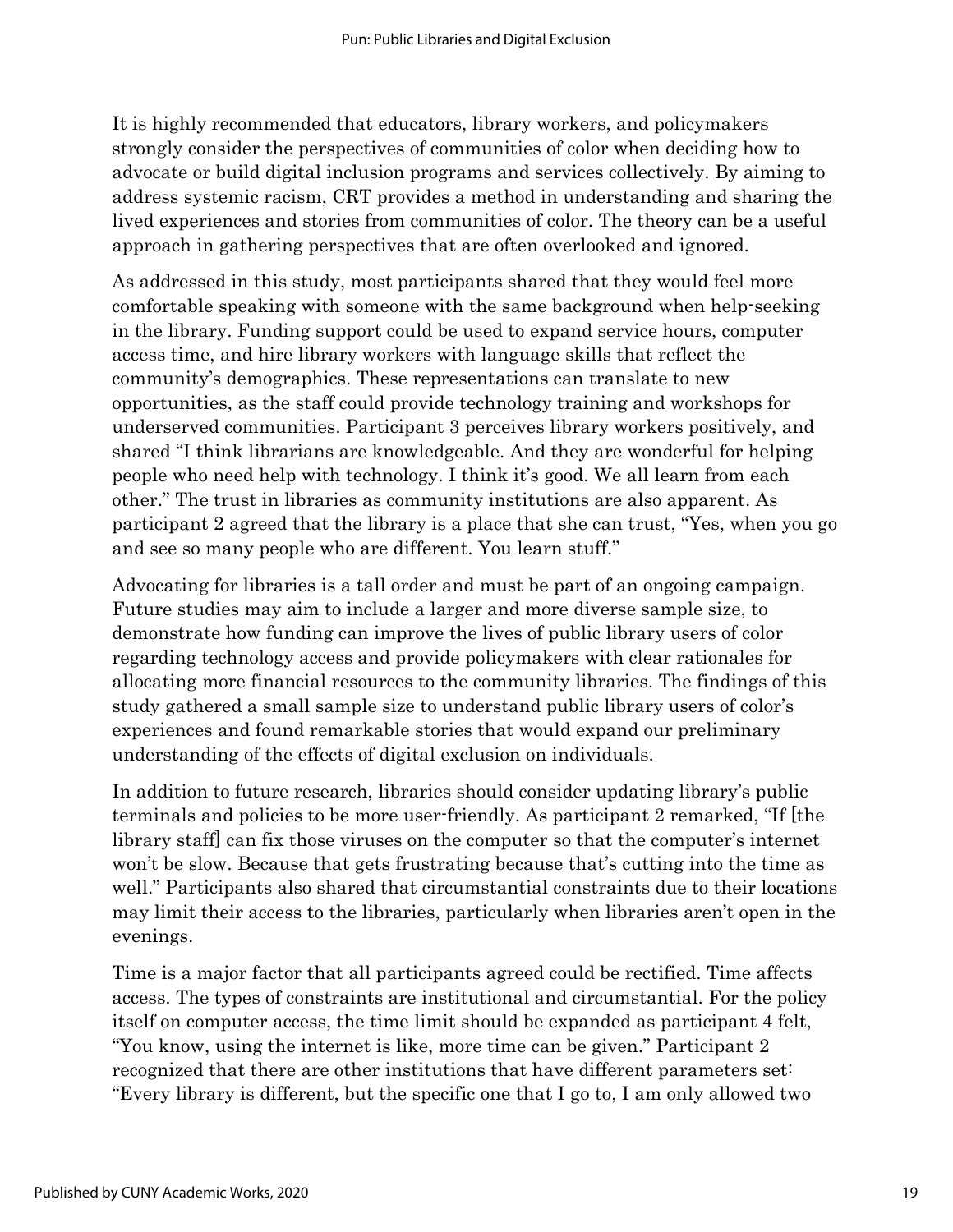It is highly recommended that educators, library workers, and policymakers strongly consider the perspectives of communities of color when deciding how to advocate or build digital inclusion programs and services collectively. By aiming to address systemic racism, CRT provides a method in understanding and sharing the lived experiences and stories from communities of color. The theory can be a useful approach in gathering perspectives that are often overlooked and ignored.

As addressed in this study, most participants shared that they would feel more comfortable speaking with someone with the same background when help-seeking in the library. Funding support could be used to expand service hours, computer access time, and hire library workers with language skills that reflect the community's demographics. These representations can translate to new opportunities, as the staff could provide technology training and workshops for underserved communities. Participant 3 perceives library workers positively, and shared "I think librarians are knowledgeable. And they are wonderful for helping people who need help with technology. I think it's good. We all learn from each other." The trust in libraries as community institutions are also apparent. As participant 2 agreed that the library is a place that she can trust, "Yes, when you go and see so many people who are different. You learn stuff."

Advocating for libraries is a tall order and must be part of an ongoing campaign. Future studies may aim to include a larger and more diverse sample size, to demonstrate how funding can improve the lives of public library users of color regarding technology access and provide policymakers with clear rationales for allocating more financial resources to the community libraries. The findings of this study gathered a small sample size to understand public library users of color's experiences and found remarkable stories that would expand our preliminary understanding of the effects of digital exclusion on individuals.

In addition to future research, libraries should consider updating library's public terminals and policies to be more user-friendly. As participant 2 remarked, "If [the library staff] can fix those viruses on the computer so that the computer's internet won't be slow. Because that gets frustrating because that's cutting into the time as well." Participants also shared that circumstantial constraints due to their locations may limit their access to the libraries, particularly when libraries aren't open in the evenings.

Time is a major factor that all participants agreed could be rectified. Time affects access. The types of constraints are institutional and circumstantial. For the policy itself on computer access, the time limit should be expanded as participant 4 felt, "You know, using the internet is like, more time can be given." Participant 2 recognized that there are other institutions that have different parameters set: "Every library is different, but the specific one that I go to, I am only allowed two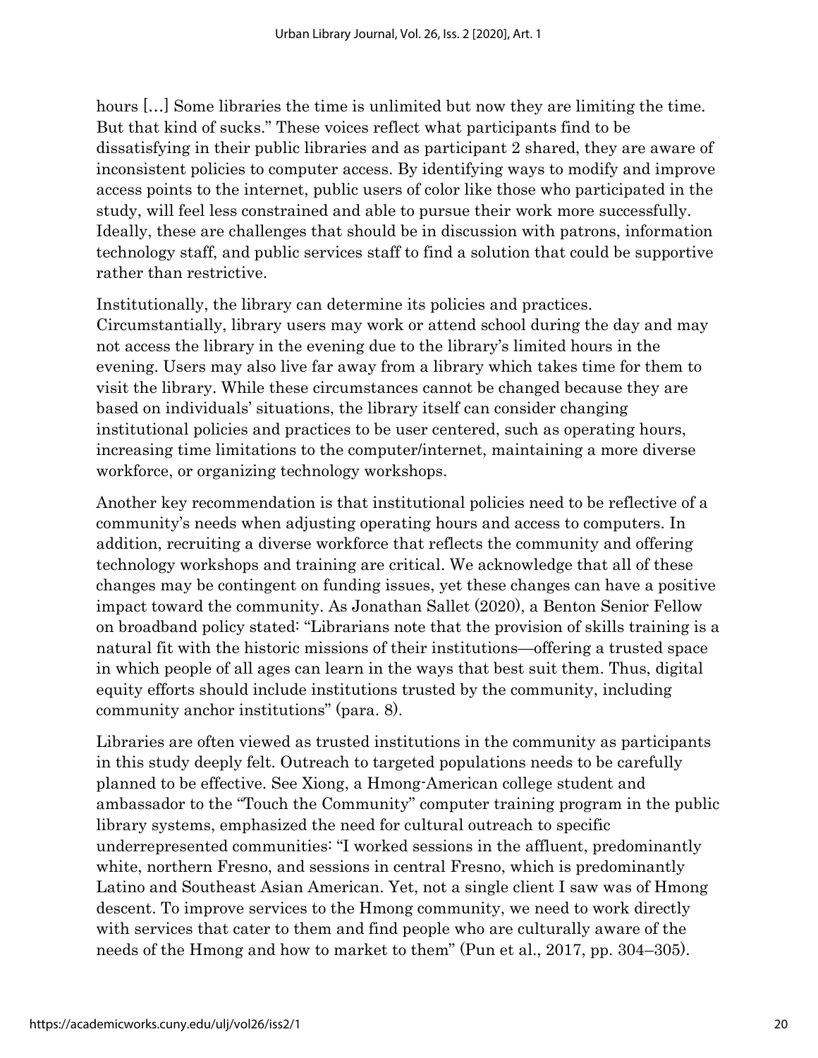hours [...] Some libraries the time is unlimited but now they are limiting the time. But that kind of sucks." These voices reflect what participants find to be dissatisfying in their public libraries and as participant 2 shared, they are aware of inconsistent policies to computer access. By identifying ways to modify and improve access points to the internet, public users of color like those who participated in the study, will feel less constrained and able to pursue their work more successfully. Ideally, these are challenges that should be in discussion with patrons, information technology staff, and public services staff to find a solution that could be supportive rather than restrictive.

Institutionally, the library can determine its policies and practices. Circumstantially, library users may work or attend school during the day and may not access the library in the evening due to the library's limited hours in the evening. Users may also live far away from a library which takes time for them to visit the library. While these circumstances cannot be changed because they are based on individuals' situations, the library itself can consider changing institutional policies and practices to be user centered, such as operating hours, increasing time limitations to the computer/internet, maintaining a more diverse workforce, or organizing technology workshops.

Another key recommendation is that institutional policies need to be reflective of a community's needs when adjusting operating hours and access to computers. In addition, recruiting a diverse workforce that reflects the community and offering technology workshops and training are critical. We acknowledge that all of these changes may be contingent on funding issues, yet these changes can have a positive impact toward the community. As Jonathan Sallet (2020), a Benton Senior Fellow on broadband policy stated: "Librarians note that the provision of skills training is a natural fit with the historic missions of their institutions—offering a trusted space in which people of all ages can learn in the ways that best suit them. Thus, digital equity efforts should include institutions trusted by the community, including community anchor institutions" (para. 8).

Libraries are often viewed as trusted institutions in the community as participants in this study deeply felt. Outreach to targeted populations needs to be carefully planned to be effective. See Xiong, a Hmong-American college student and ambassador to the "Touch the Community" computer training program in the public library systems, emphasized the need for cultural outreach to specific underrepresented communities: "I worked sessions in the affluent, predominantly white, northern Fresno, and sessions in central Fresno, which is predominantly Latino and Southeast Asian American. Yet, not a single client I saw was of Hmong descent. To improve services to the Hmong community, we need to work directly with services that cater to them and find people who are culturally aware of the needs of the Hmong and how to market to them" (Pun et al., 2017, pp. 304–305).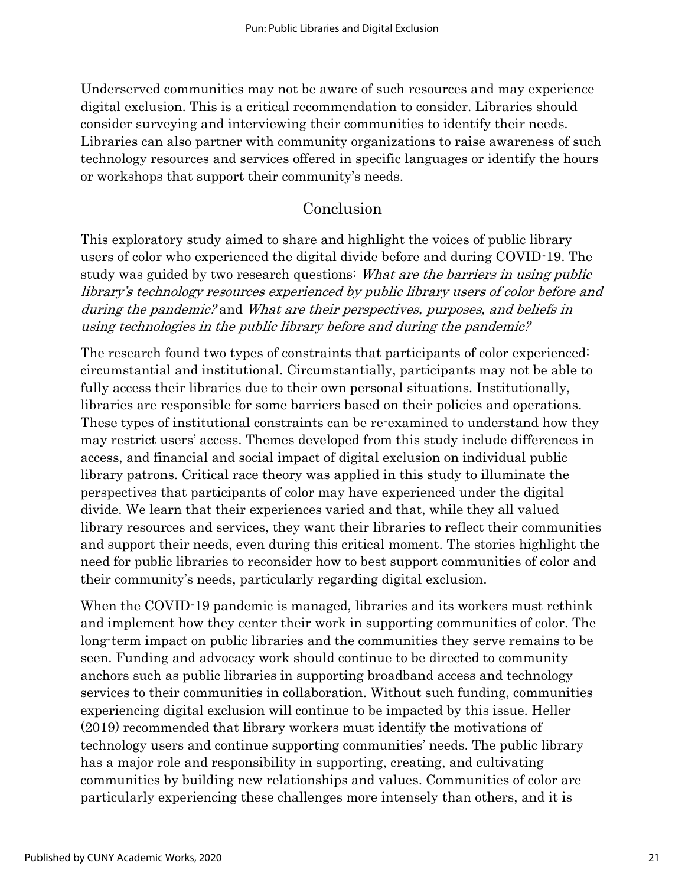Underserved communities may not be aware of such resources and may experience digital exclusion. This is a critical recommendation to consider. Libraries should consider surveying and interviewing their communities to identify their needs. Libraries can also partner with community organizations to raise awareness of such technology resources and services offered in specific languages or identify the hours or workshops that support their community's needs.

## Conclusion

This exploratory study aimed to share and highlight the voices of public library users of color who experienced the digital divide before and during COVID-19. The study was guided by two research questions: *What are the barriers in using public library's technology resources experienced by public library users of color before and during the pandemic?* and *What are their perspectives, purposes, and beliefs in using technologies in the public library before and during the pandemic?*

The research found two types of constraints that participants of color experienced: circumstantial and institutional. Circumstantially, participants may not be able to fully access their libraries due to their own personal situations. Institutionally, libraries are responsible for some barriers based on their policies and operations. These types of institutional constraints can be re-examined to understand how they may restrict users' access. Themes developed from this study include differences in access, and financial and social impact of digital exclusion on individual public library patrons. Critical race theory was applied in this study to illuminate the perspectives that participants of color may have experienced under the digital divide. We learn that their experiences varied and that, while they all valued library resources and services, they want their libraries to reflect their communities and support their needs, even during this critical moment. The stories highlight the need for public libraries to reconsider how to best support communities of color and their community's needs, particularly regarding digital exclusion.

When the COVID-19 pandemic is managed, libraries and its workers must rethink and implement how they center their work in supporting communities of color. The long-term impact on public libraries and the communities they serve remains to be seen. Funding and advocacy work should continue to be directed to community anchors such as public libraries in supporting broadband access and technology services to their communities in collaboration. Without such funding, communities experiencing digital exclusion will continue to be impacted by this issue. Heller (2019) recommended that library workers must identify the motivations of technology users and continue supporting communities' needs. The public library has a major role and responsibility in supporting, creating, and cultivating communities by building new relationships and values. Communities of color are particularly experiencing these challenges more intensely than others, and it is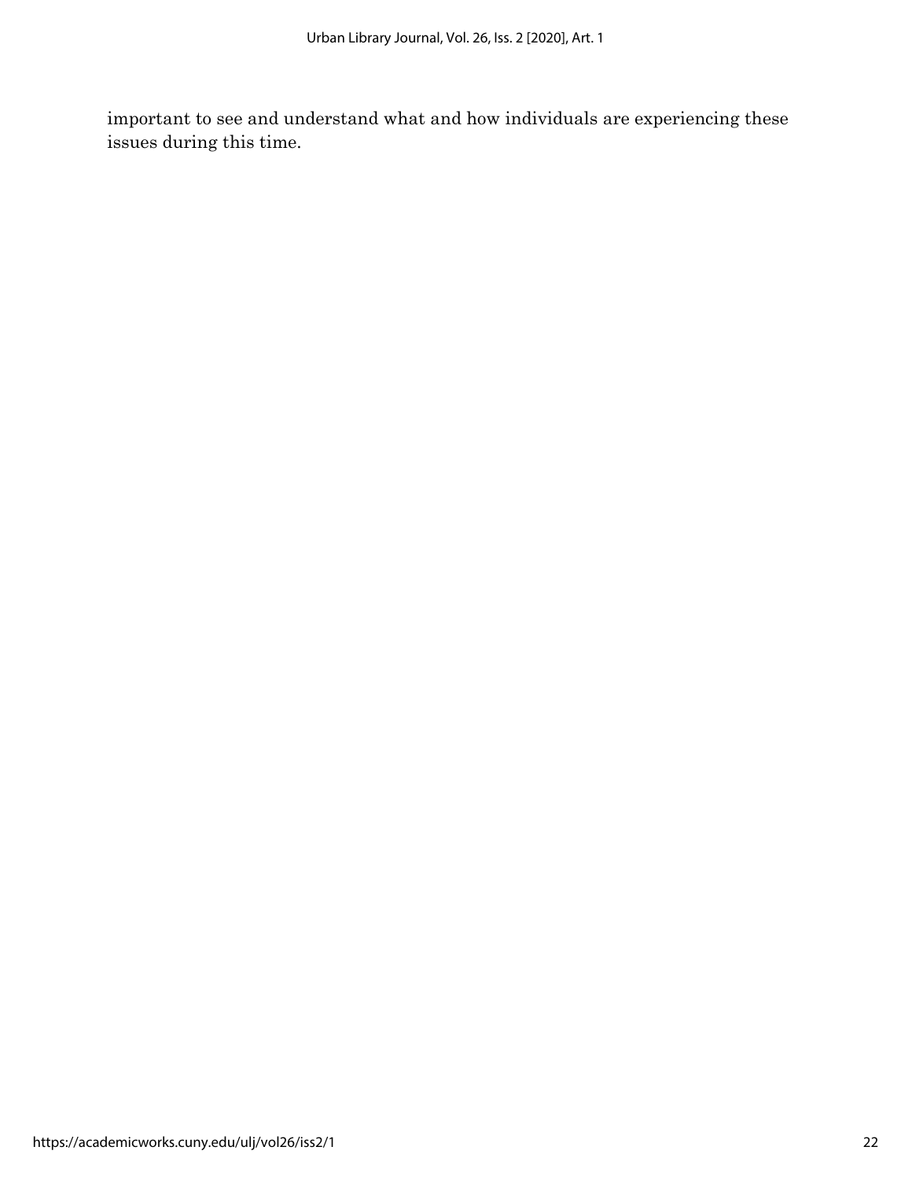important to see and understand what and how individuals are experiencing these issues during this time.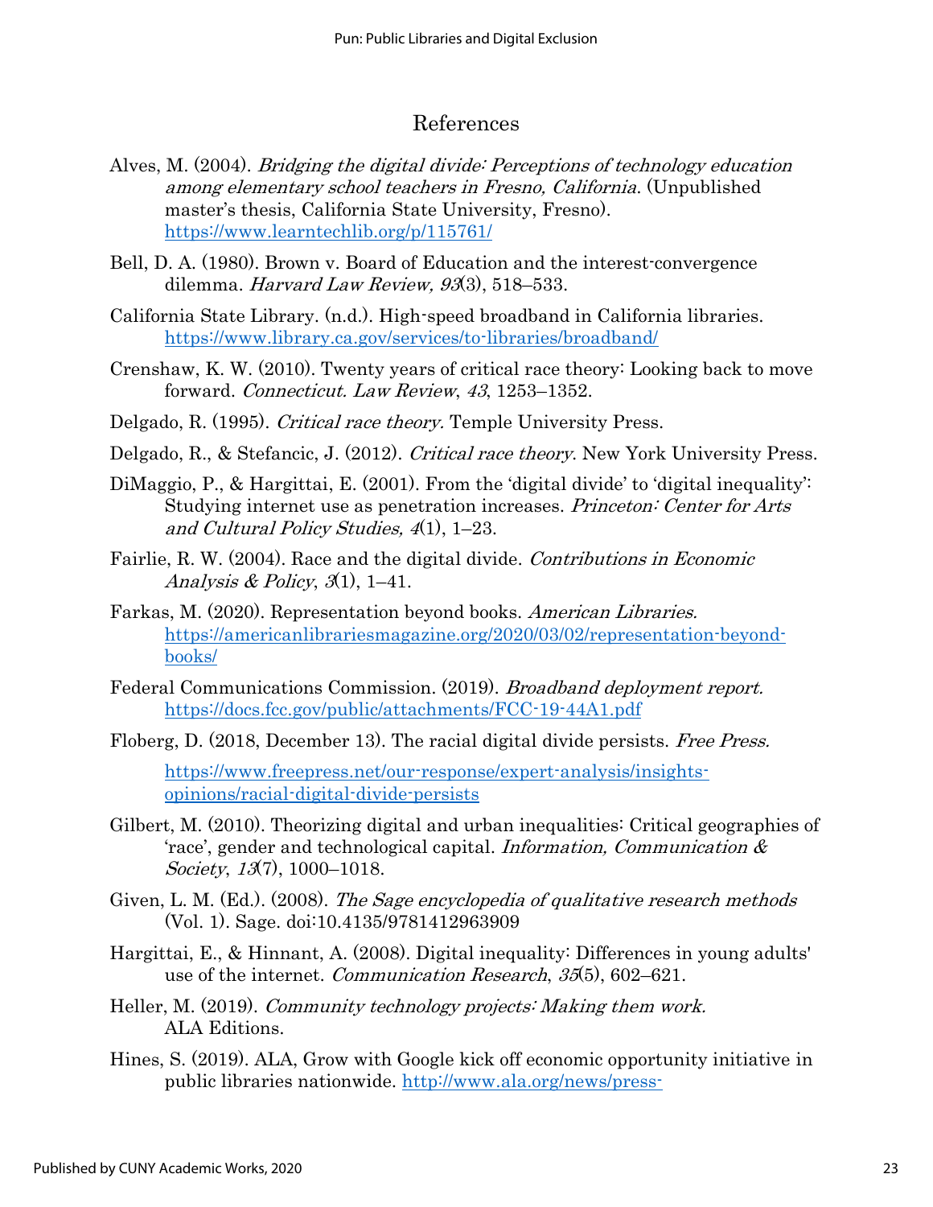# References

Alves, M. (2004). *Bridging the digital divide: Perceptions of technology education among elementary school teachers in Fresno, California*. (Unpublished master's thesis, California State University, Fresno). https://www.learntechlib.org/p/115761/

Bell, D. A. (1980). Brown v. Board of Education and the interest-convergence dilemma. *Harvard Law Review, 93*(3), 518–533.

California State Library. (n.d.). High-speed broadband in California libraries. https://www.library.ca.gov/services/to-libraries/broadband/

Crenshaw, K. W. (2010). Twenty years of critical race theory: Looking back to move forward. *Connecticut. Law Review*, *43*, 1253–1352.

Delgado, R. (1995). *Critical race theory.* Temple University Press.

Delgado, R., & Stefancic, J. (2012). *Critical race theory*. New York University Press.

DiMaggio, P., & Hargittai, E. (2001). From the 'digital divide' to 'digital inequality': Studying internet use as penetration increases. *Princeton: Center for Arts and Cultural Policy Studies, 4*(1), 1–23.

Fairlie, R. W. (2004). Race and the digital divide. *Contributions in Economic Analysis & Policy*, *3*(1), 1–41.

Farkas, M. (2020). Representation beyond books. *American Libraries.* https://americanlibrariesmagazine.org/2020/03/02/representation-beyond-books/

Federal Communications Commission. (2019). *Broadband deployment report.* https://docs.fcc.gov/public/attachments/FCC-19-44A1.pdf

Floberg, D. (2018, December 13). The racial digital divide persists. *Free Press.*

https://www.freepress.net/our-response/expert-analysis/insights-opinions/racial-digital-divide-persists

Gilbert, M. (2010). Theorizing digital and urban inequalities: Critical geographies of 'race', gender and technological capital. *Information, Communication & Society*, *13*(7), 1000–1018.

Given, L. M. (Ed.). (2008). *The Sage encyclopedia of qualitative research methods* (Vol. 1). Sage. doi:10.4135/9781412963909

Hargittai, E., & Hinnant, A. (2008). Digital inequality: Differences in young adults' use of the internet. *Communication Research*, *35*(5), 602–621.

Heller, M. (2019). *Community technology projects: Making them work.* ALA Editions.

Hines, S. (2019). ALA, Grow with Google kick off economic opportunity initiative in public libraries nationwide. http://www.ala.org/news/press-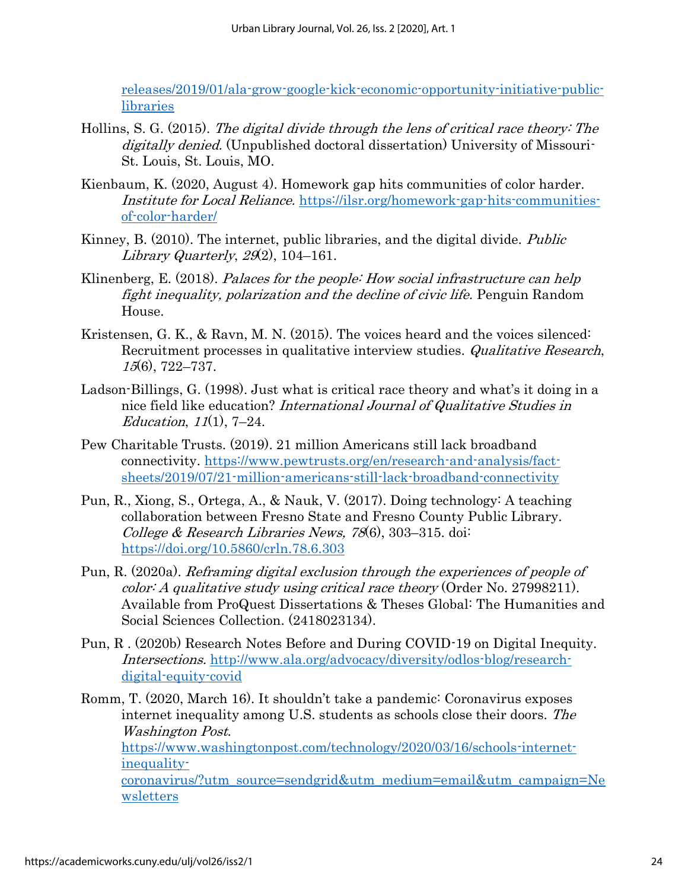releases/2019/01/ala-grow-google-kick-economic-opportunity-initiative-public-libraries

Hollins, S. G. (2015). *The digital divide through the lens of critical race theory: The digitally denied.* (Unpublished doctoral dissertation) University of Missouri-St. Louis, St. Louis, MO.

Kienbaum, K. (2020, August 4). Homework gap hits communities of color harder. *Institute for Local Reliance.* https://ilsr.org/homework-gap-hits-communities-of-color-harder/

Kinney, B. (2010). The internet, public libraries, and the digital divide. *Public Library Quarterly*, *29*(2), 104–161.

Klinenberg, E. (2018). *Palaces for the people: How social infrastructure can help fight inequality, polarization and the decline of civic life.* Penguin Random House.

Kristensen, G. K., & Ravn, M. N. (2015). The voices heard and the voices silenced: Recruitment processes in qualitative interview studies. *Qualitative Research*, *15*(6), 722–737.

Ladson-Billings, G. (1998). Just what is critical race theory and what's it doing in a nice field like education? *International Journal of Qualitative Studies in Education*, *11*(1), 7–24.

Pew Charitable Trusts. (2019). 21 million Americans still lack broadband connectivity. https://www.pewtrusts.org/en/research-and-analysis/fact-sheets/2019/07/21-million-americans-still-lack-broadband-connectivity

Pun, R., Xiong, S., Ortega, A., & Nauk, V. (2017). Doing technology: A teaching collaboration between Fresno State and Fresno County Public Library. *College & Research Libraries News, 78*(6), 303–315. doi: https://doi.org/10.5860/crln.78.6.303

Pun, R. (2020a). *Reframing digital exclusion through the experiences of people of color: A qualitative study using critical race theory* (Order No. 27998211). Available from ProQuest Dissertations & Theses Global: The Humanities and Social Sciences Collection. (2418023134).

Pun, R . (2020b) Research Notes Before and During COVID-19 on Digital Inequity. *Intersections.* http://www.ala.org/advocacy/diversity/odlos-blog/research-digital-equity-covid

Romm, T. (2020, March 16). It shouldn't take a pandemic: Coronavirus exposes internet inequality among U.S. students as schools close their doors. *The Washington Post*. https://www.washingtonpost.com/technology/2020/03/16/schools-internet-inequality-coronavirus/?utm_source=sendgrid&utm_medium=email&utm_campaign=Newsletters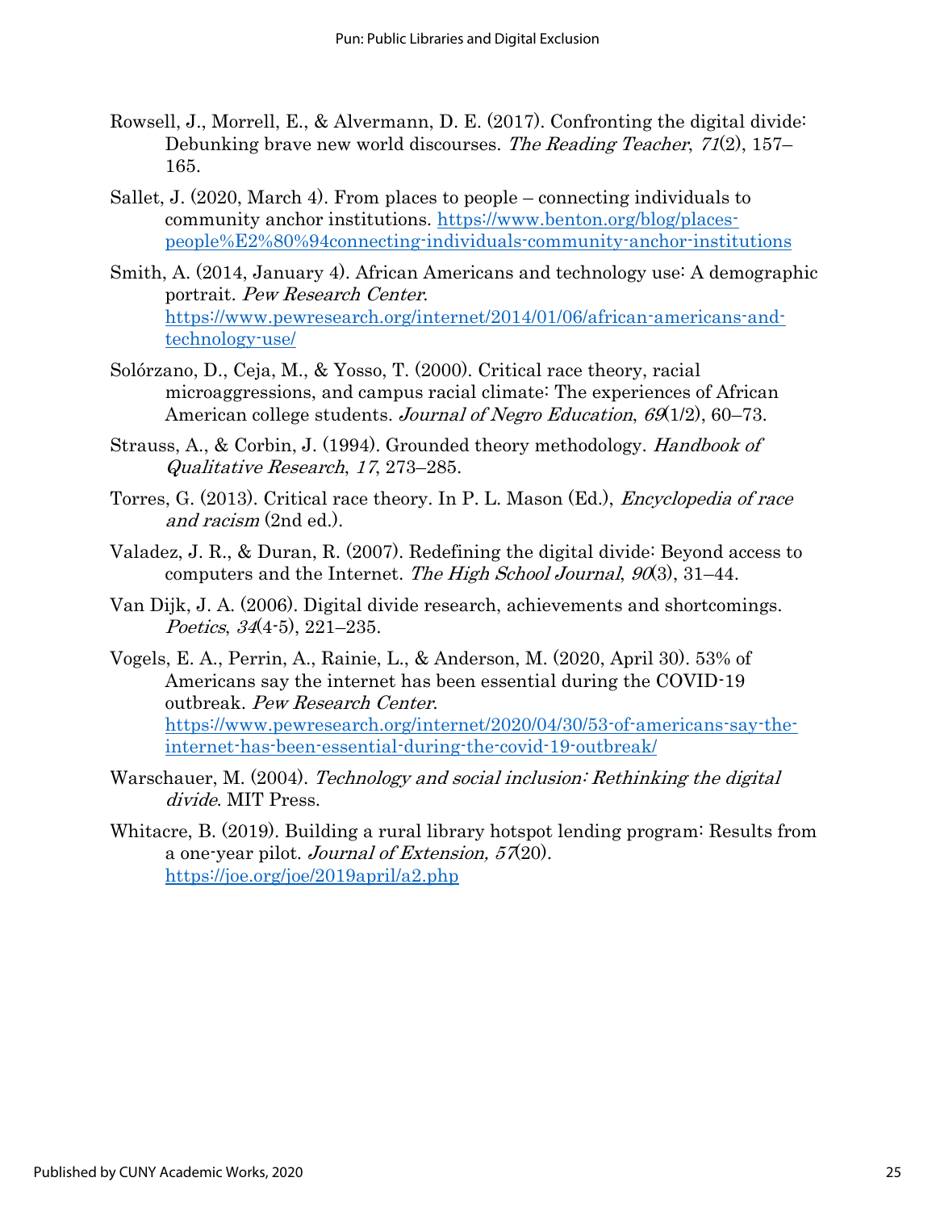Rowsell, J., Morrell, E., & Alvermann, D. E. (2017). Confronting the digital divide: Debunking brave new world discourses. *The Reading Teacher*, *71*(2), 157–165.

Sallet, J. (2020, March 4). From places to people – connecting individuals to community anchor institutions. https://www.benton.org/blog/places-people%E2%80%94connecting-individuals-community-anchor-institutions

Smith, A. (2014, January 4). African Americans and technology use: A demographic portrait. *Pew Research Center*. https://www.pewresearch.org/internet/2014/01/06/african-americans-and-technology-use/

Solórzano, D., Ceja, M., & Yosso, T. (2000). Critical race theory, racial microaggressions, and campus racial climate: The experiences of African American college students. *Journal of Negro Education*, *69*(1/2), 60–73.

Strauss, A., & Corbin, J. (1994). Grounded theory methodology. *Handbook of Qualitative Research*, *17*, 273–285.

Torres, G. (2013). Critical race theory. In P. L. Mason (Ed.), *Encyclopedia of race and racism* (2nd ed.).

Valadez, J. R., & Duran, R. (2007). Redefining the digital divide: Beyond access to computers and the Internet. *The High School Journal*, *90*(3), 31–44.

Van Dijk, J. A. (2006). Digital divide research, achievements and shortcomings. *Poetics*, *34*(4-5), 221–235.

Vogels, E. A., Perrin, A., Rainie, L., & Anderson, M. (2020, April 30). 53% of Americans say the internet has been essential during the COVID-19 outbreak. *Pew Research Center*. https://www.pewresearch.org/internet/2020/04/30/53-of-americans-say-the-internet-has-been-essential-during-the-covid-19-outbreak/

Warschauer, M. (2004). *Technology and social inclusion: Rethinking the digital divide*. MIT Press.

Whitacre, B. (2019). Building a rural library hotspot lending program: Results from a one-year pilot. *Journal of Extension, 57*(20). https://joe.org/joe/2019april/a2.php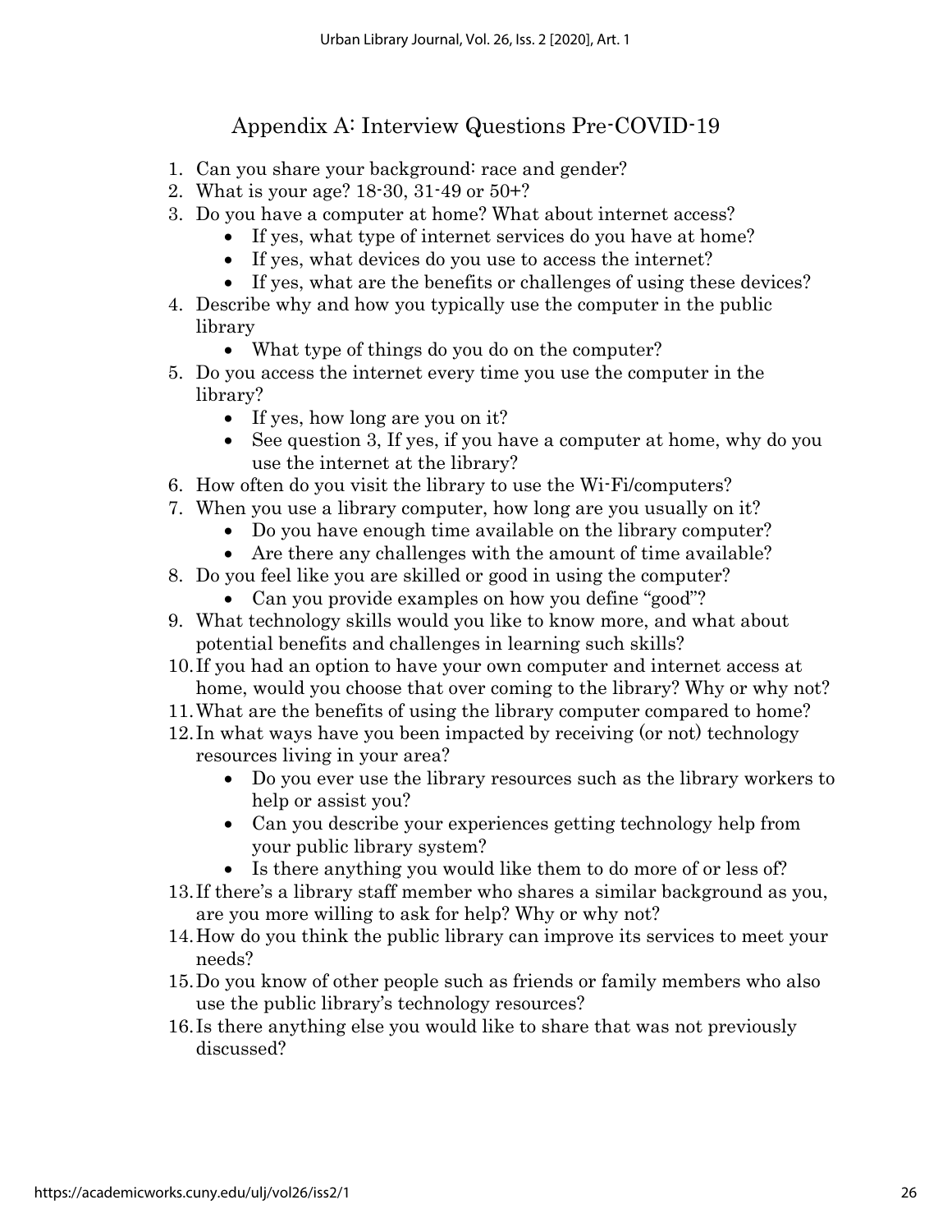# Appendix A: Interview Questions Pre-COVID-19

1. Can you share your background: race and gender?
2. What is your age? 18-30, 31-49 or 50+?
3. Do you have a computer at home? What about internet access?
    - If yes, what type of internet services do you have at home?
    - If yes, what devices do you use to access the internet?
    - If yes, what are the benefits or challenges of using these devices?
4. Describe why and how you typically use the computer in the public library
    - What type of things do you do on the computer?
5. Do you access the internet every time you use the computer in the library?
    - If yes, how long are you on it?
    - See question 3, If yes, if you have a computer at home, why do you use the internet at the library?
6. How often do you visit the library to use the Wi-Fi/computers?
7. When you use a library computer, how long are you usually on it?
    - Do you have enough time available on the library computer?
    - Are there any challenges with the amount of time available?
8. Do you feel like you are skilled or good in using the computer?
    - Can you provide examples on how you define "good"?
9. What technology skills would you like to know more, and what about potential benefits and challenges in learning such skills?
10. If you had an option to have your own computer and internet access at home, would you choose that over coming to the library? Why or why not?
11. What are the benefits of using the library computer compared to home?
12. In what ways have you been impacted by receiving (or not) technology resources living in your area?
    - Do you ever use the library resources such as the library workers to help or assist you?
    - Can you describe your experiences getting technology help from your public library system?
    - Is there anything you would like them to do more of or less of?
13. If there's a library staff member who shares a similar background as you, are you more willing to ask for help? Why or why not?
14. How do you think the public library can improve its services to meet your needs?
15. Do you know of other people such as friends or family members who also use the public library's technology resources?
16. Is there anything else you would like to share that was not previously discussed?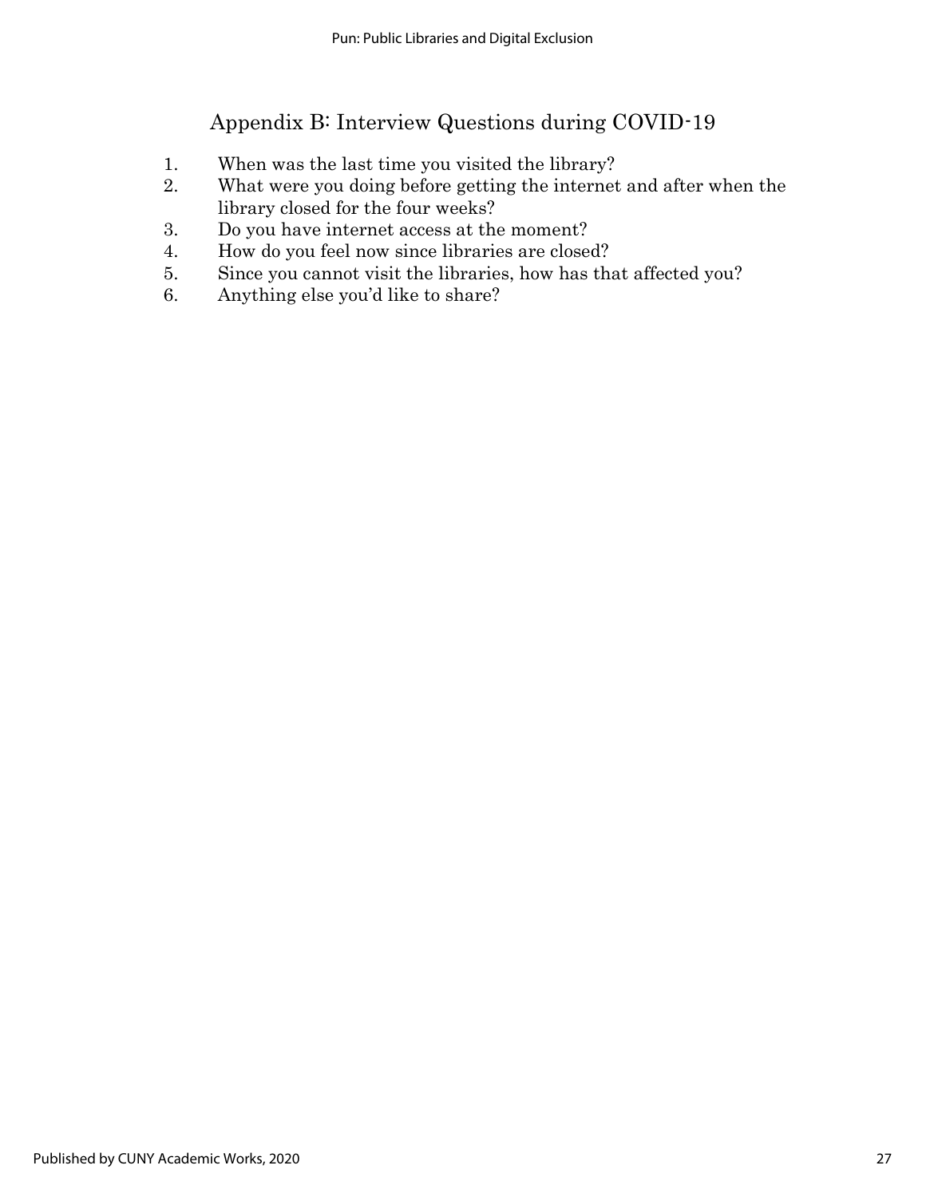## Appendix B: Interview Questions during COVID-19

1. When was the last time you visited the library?
2. What were you doing before getting the internet and after when the library closed for the four weeks?
3. Do you have internet access at the moment?
4. How do you feel now since libraries are closed?
5. Since you cannot visit the libraries, how has that affected you?
6. Anything else you'd like to share?